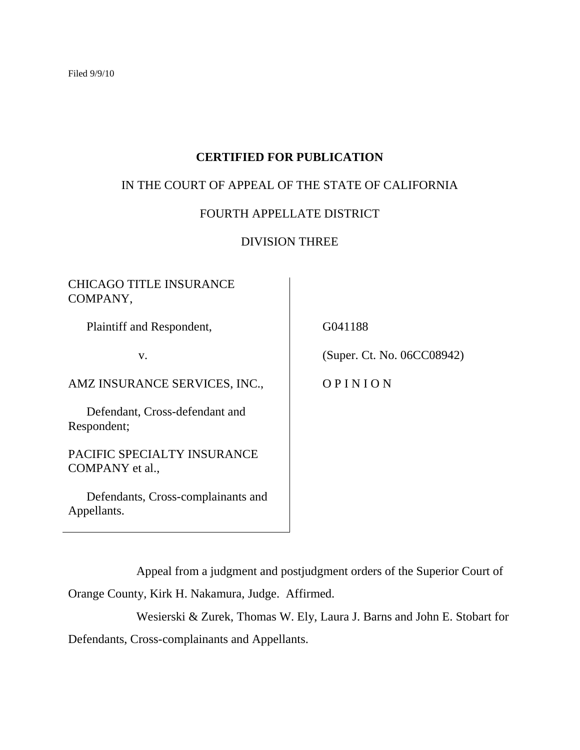Filed 9/9/10

**CERTIFIED FOR PUBLICATION**

IN THE COURT OF APPEAL OF THE STATE OF CALIFORNIA

FOURTH APPELLATE DISTRICT

DIVISION THREE

| | |
|---|---|
| CHICAGO TITLE INSURANCE COMPANY, | |
| Plaintiff and Respondent, | G041188 |
| v. | (Super. Ct. No. 06CC08942) |
| AMZ INSURANCE SERVICES, INC., | O P I N I O N |
| Defendant, Cross-defendant and Respondent; | |
| PACIFIC SPECIALTY INSURANCE COMPANY et al., | |
| Defendants, Cross-complainants and Appellants. | |

Appeal from a judgment and postjudgment orders of the Superior Court of Orange County, Kirk H. Nakamura, Judge. Affirmed.

Wesierski & Zurek, Thomas W. Ely, Laura J. Barns and John E. Stobart for Defendants, Cross-complainants and Appellants.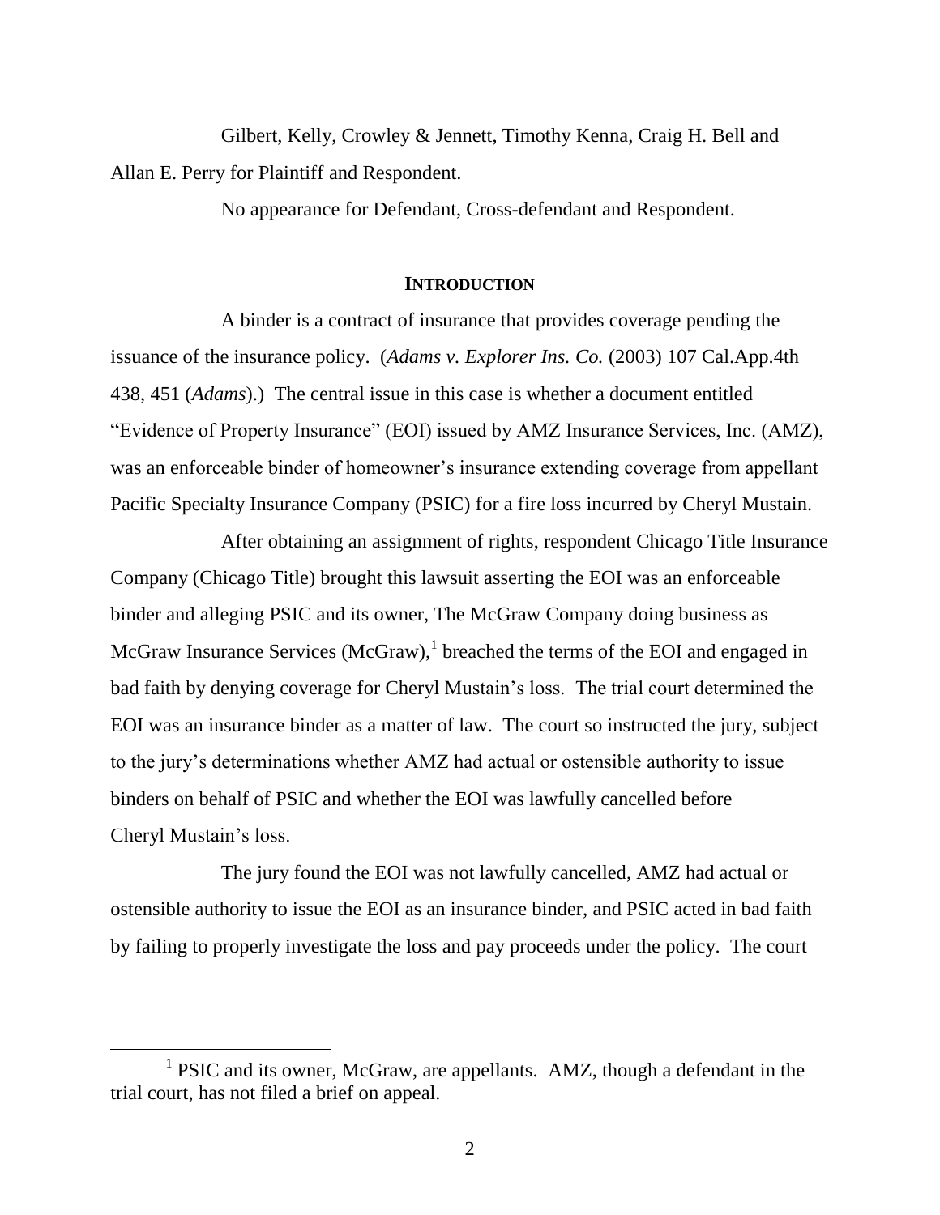Gilbert, Kelly, Crowley & Jennett, Timothy Kenna, Craig H. Bell and Allan E. Perry for Plaintiff and Respondent.

No appearance for Defendant, Cross-defendant and Respondent.

## INTRODUCTION

A binder is a contract of insurance that provides coverage pending the issuance of the insurance policy. (*Adams v. Explorer Ins. Co.* (2003) 107 Cal.App.4th 438, 451 (*Adams*).) The central issue in this case is whether a document entitled "Evidence of Property Insurance" (EOI) issued by AMZ Insurance Services, Inc. (AMZ), was an enforceable binder of homeowner's insurance extending coverage from appellant Pacific Specialty Insurance Company (PSIC) for a fire loss incurred by Cheryl Mustain.

After obtaining an assignment of rights, respondent Chicago Title Insurance Company (Chicago Title) brought this lawsuit asserting the EOI was an enforceable binder and alleging PSIC and its owner, The McGraw Company doing business as McGraw Insurance Services (McGraw),[1] breached the terms of the EOI and engaged in bad faith by denying coverage for Cheryl Mustain's loss. The trial court determined the EOI was an insurance binder as a matter of law. The court so instructed the jury, subject to the jury's determinations whether AMZ had actual or ostensible authority to issue binders on behalf of PSIC and whether the EOI was lawfully cancelled before Cheryl Mustain's loss.

The jury found the EOI was not lawfully cancelled, AMZ had actual or ostensible authority to issue the EOI as an insurance binder, and PSIC acted in bad faith by failing to properly investigate the loss and pay proceeds under the policy. The court

[1] PSIC and its owner, McGraw, are appellants. AMZ, though a defendant in the trial court, has not filed a brief on appeal.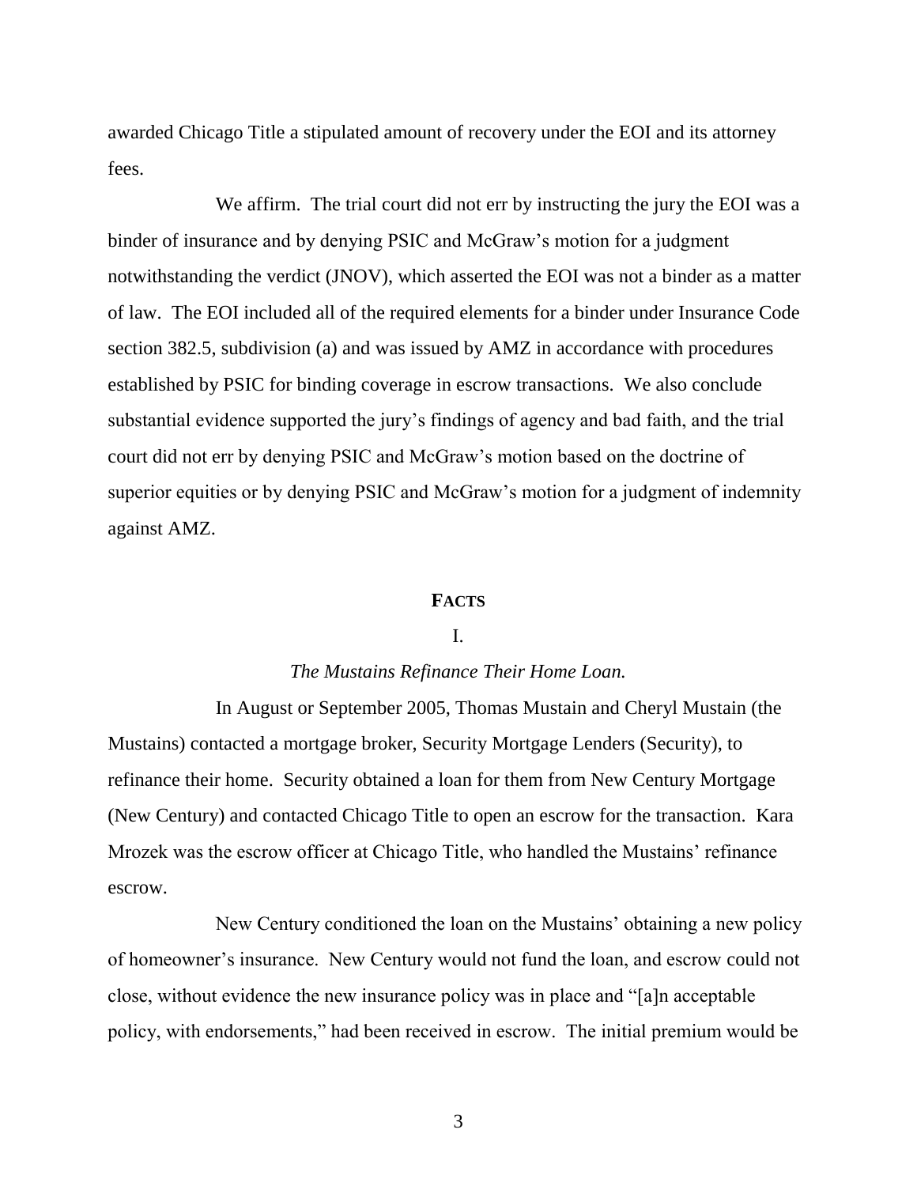awarded Chicago Title a stipulated amount of recovery under the EOI and its attorney fees.

We affirm. The trial court did not err by instructing the jury the EOI was a binder of insurance and by denying PSIC and McGraw's motion for a judgment notwithstanding the verdict (JNOV), which asserted the EOI was not a binder as a matter of law. The EOI included all of the required elements for a binder under Insurance Code section 382.5, subdivision (a) and was issued by AMZ in accordance with procedures established by PSIC for binding coverage in escrow transactions. We also conclude substantial evidence supported the jury's findings of agency and bad faith, and the trial court did not err by denying PSIC and McGraw's motion based on the doctrine of superior equities or by denying PSIC and McGraw's motion for a judgment of indemnity against AMZ.

## FACTS

### I.

### *The Mustains Refinance Their Home Loan.*

In August or September 2005, Thomas Mustain and Cheryl Mustain (the Mustains) contacted a mortgage broker, Security Mortgage Lenders (Security), to refinance their home. Security obtained a loan for them from New Century Mortgage (New Century) and contacted Chicago Title to open an escrow for the transaction. Kara Mrozek was the escrow officer at Chicago Title, who handled the Mustains' refinance escrow.

New Century conditioned the loan on the Mustains' obtaining a new policy of homeowner's insurance. New Century would not fund the loan, and escrow could not close, without evidence the new insurance policy was in place and "[a]n acceptable policy, with endorsements," had been received in escrow. The initial premium would be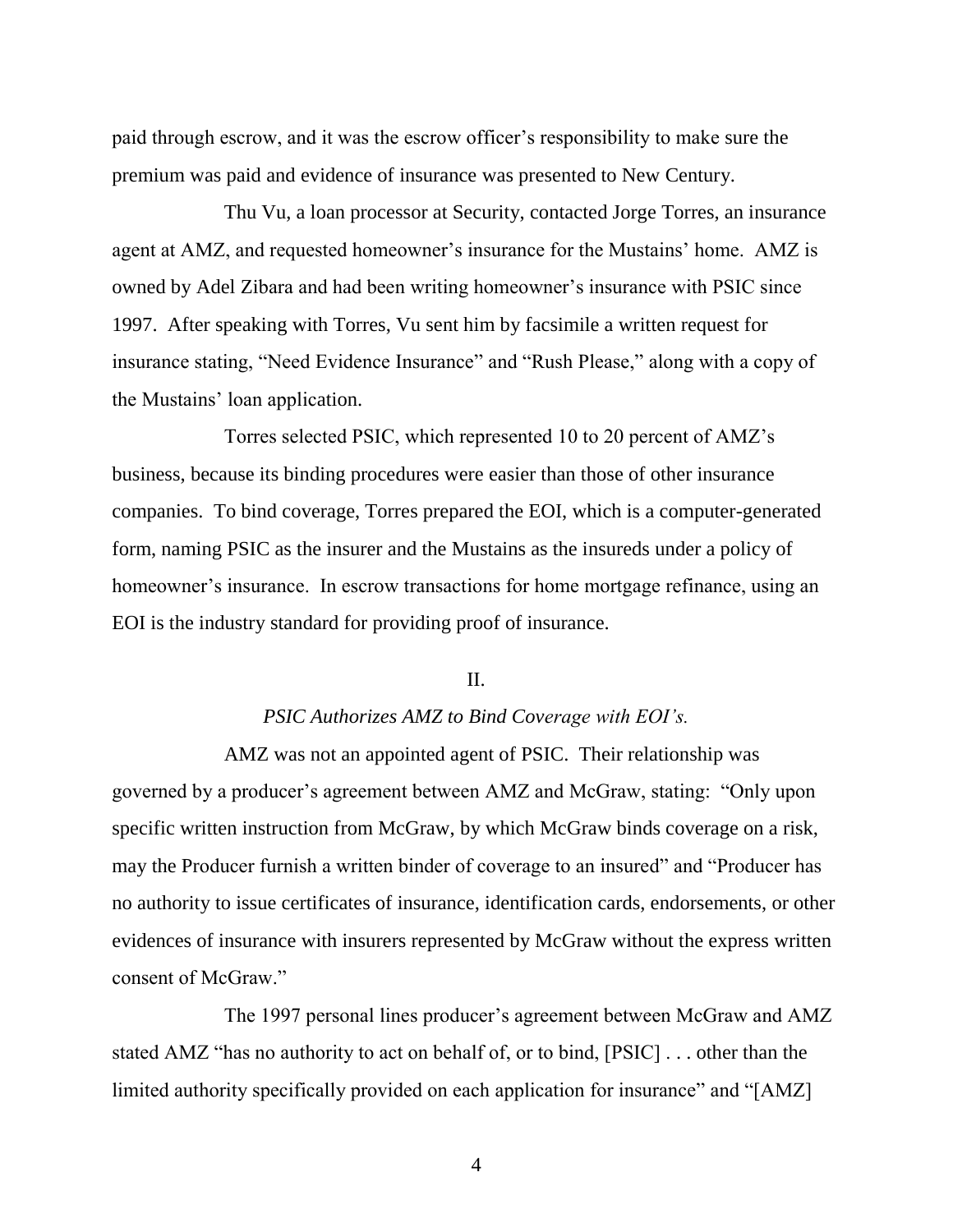paid through escrow, and it was the escrow officer's responsibility to make sure the premium was paid and evidence of insurance was presented to New Century.

Thu Vu, a loan processor at Security, contacted Jorge Torres, an insurance agent at AMZ, and requested homeowner's insurance for the Mustains' home. AMZ is owned by Adel Zibara and had been writing homeowner's insurance with PSIC since 1997. After speaking with Torres, Vu sent him by facsimile a written request for insurance stating, "Need Evidence Insurance" and "Rush Please," along with a copy of the Mustains' loan application.

Torres selected PSIC, which represented 10 to 20 percent of AMZ's business, because its binding procedures were easier than those of other insurance companies. To bind coverage, Torres prepared the EOI, which is a computer-generated form, naming PSIC as the insurer and the Mustains as the insureds under a policy of homeowner's insurance. In escrow transactions for home mortgage refinance, using an EOI is the industry standard for providing proof of insurance.

## II.

### *PSIC Authorizes AMZ to Bind Coverage with EOI's.*

AMZ was not an appointed agent of PSIC. Their relationship was governed by a producer's agreement between AMZ and McGraw, stating: "Only upon specific written instruction from McGraw, by which McGraw binds coverage on a risk, may the Producer furnish a written binder of coverage to an insured" and "Producer has no authority to issue certificates of insurance, identification cards, endorsements, or other evidences of insurance with insurers represented by McGraw without the express written consent of McGraw."

The 1997 personal lines producer's agreement between McGraw and AMZ stated AMZ "has no authority to act on behalf of, or to bind, [PSIC] . . . other than the limited authority specifically provided on each application for insurance" and "[AMZ]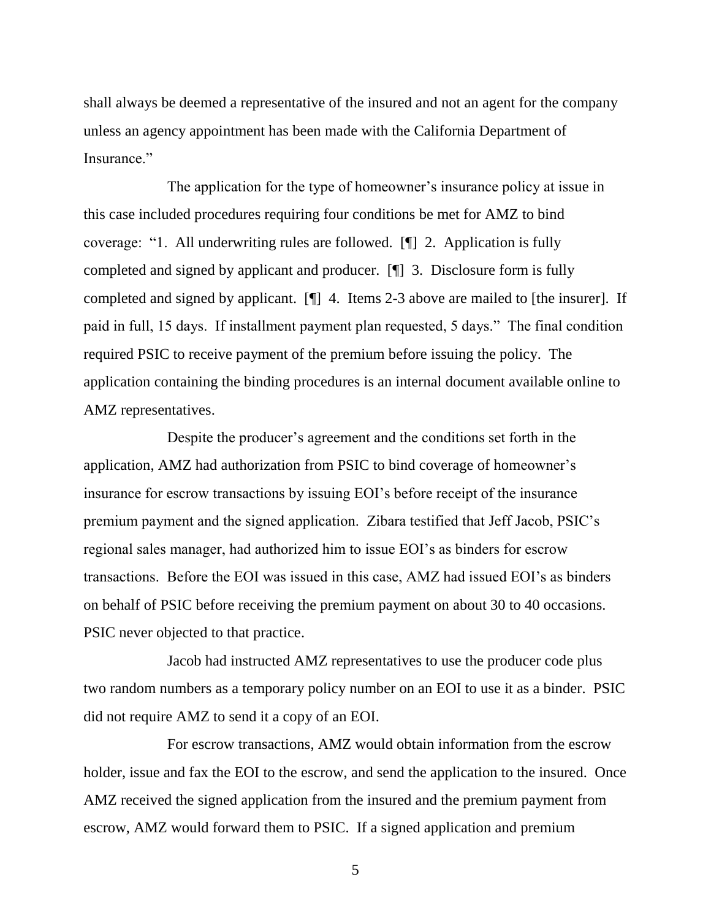shall always be deemed a representative of the insured and not an agent for the company unless an agency appointment has been made with the California Department of Insurance."

The application for the type of homeowner's insurance policy at issue in this case included procedures requiring four conditions be met for AMZ to bind coverage: "1. All underwriting rules are followed. [¶] 2. Application is fully completed and signed by applicant and producer. [¶] 3. Disclosure form is fully completed and signed by applicant. [¶] 4. Items 2-3 above are mailed to [the insurer]. If paid in full, 15 days. If installment payment plan requested, 5 days." The final condition required PSIC to receive payment of the premium before issuing the policy. The application containing the binding procedures is an internal document available online to AMZ representatives.

Despite the producer's agreement and the conditions set forth in the application, AMZ had authorization from PSIC to bind coverage of homeowner's insurance for escrow transactions by issuing EOI's before receipt of the insurance premium payment and the signed application. Zibara testified that Jeff Jacob, PSIC's regional sales manager, had authorized him to issue EOI's as binders for escrow transactions. Before the EOI was issued in this case, AMZ had issued EOI's as binders on behalf of PSIC before receiving the premium payment on about 30 to 40 occasions. PSIC never objected to that practice.

Jacob had instructed AMZ representatives to use the producer code plus two random numbers as a temporary policy number on an EOI to use it as a binder. PSIC did not require AMZ to send it a copy of an EOI.

For escrow transactions, AMZ would obtain information from the escrow holder, issue and fax the EOI to the escrow, and send the application to the insured. Once AMZ received the signed application from the insured and the premium payment from escrow, AMZ would forward them to PSIC. If a signed application and premium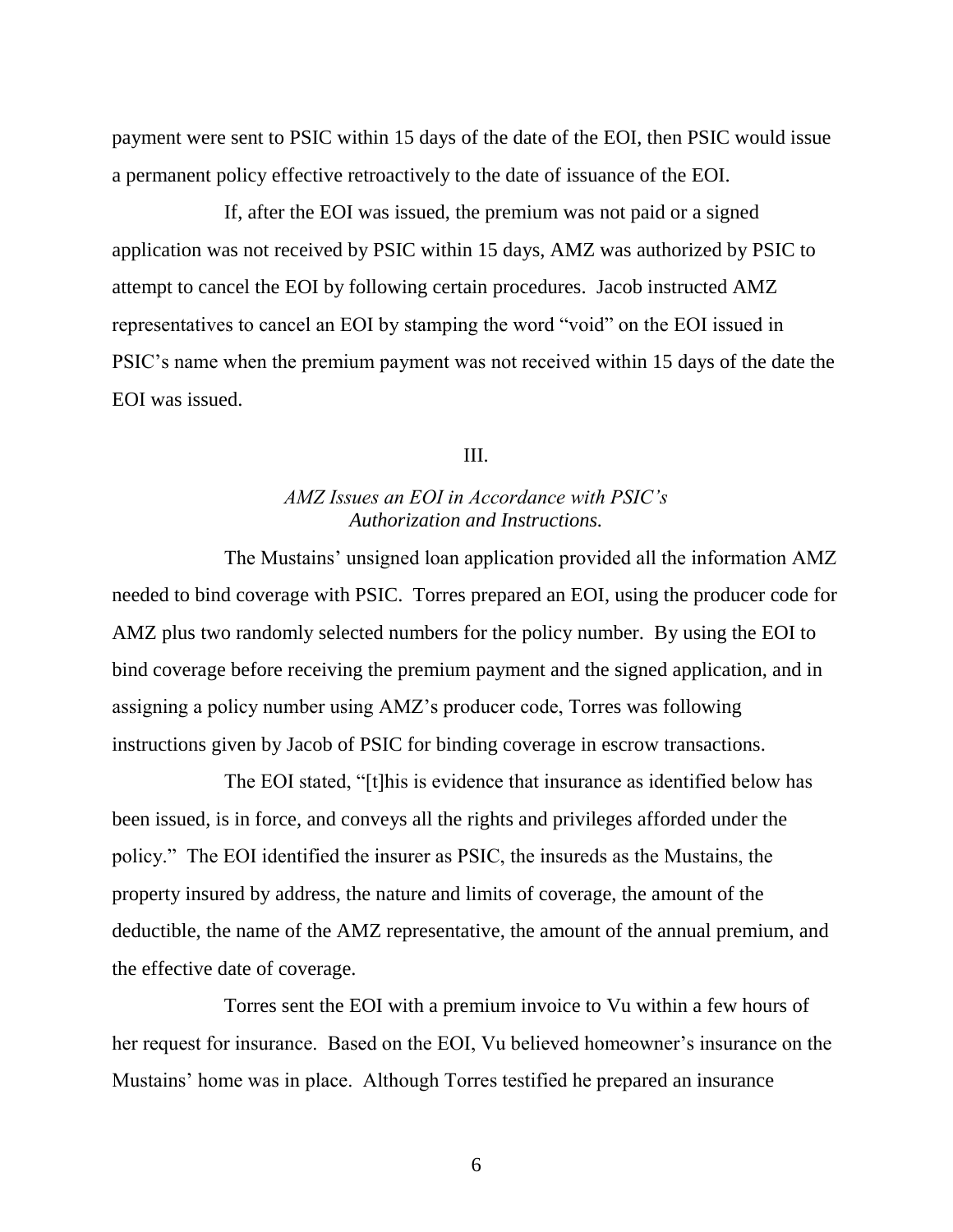payment were sent to PSIC within 15 days of the date of the EOI, then PSIC would issue a permanent policy effective retroactively to the date of issuance of the EOI.

If, after the EOI was issued, the premium was not paid or a signed application was not received by PSIC within 15 days, AMZ was authorized by PSIC to attempt to cancel the EOI by following certain procedures. Jacob instructed AMZ representatives to cancel an EOI by stamping the word "void" on the EOI issued in PSIC's name when the premium payment was not received within 15 days of the date the EOI was issued.

### III.

### *AMZ Issues an EOI in Accordance with PSIC's Authorization and Instructions.*

The Mustains' unsigned loan application provided all the information AMZ needed to bind coverage with PSIC. Torres prepared an EOI, using the producer code for AMZ plus two randomly selected numbers for the policy number. By using the EOI to bind coverage before receiving the premium payment and the signed application, and in assigning a policy number using AMZ's producer code, Torres was following instructions given by Jacob of PSIC for binding coverage in escrow transactions.

The EOI stated, "[t]his is evidence that insurance as identified below has been issued, is in force, and conveys all the rights and privileges afforded under the policy." The EOI identified the insurer as PSIC, the insureds as the Mustains, the property insured by address, the nature and limits of coverage, the amount of the deductible, the name of the AMZ representative, the amount of the annual premium, and the effective date of coverage.

Torres sent the EOI with a premium invoice to Vu within a few hours of her request for insurance. Based on the EOI, Vu believed homeowner's insurance on the Mustains' home was in place. Although Torres testified he prepared an insurance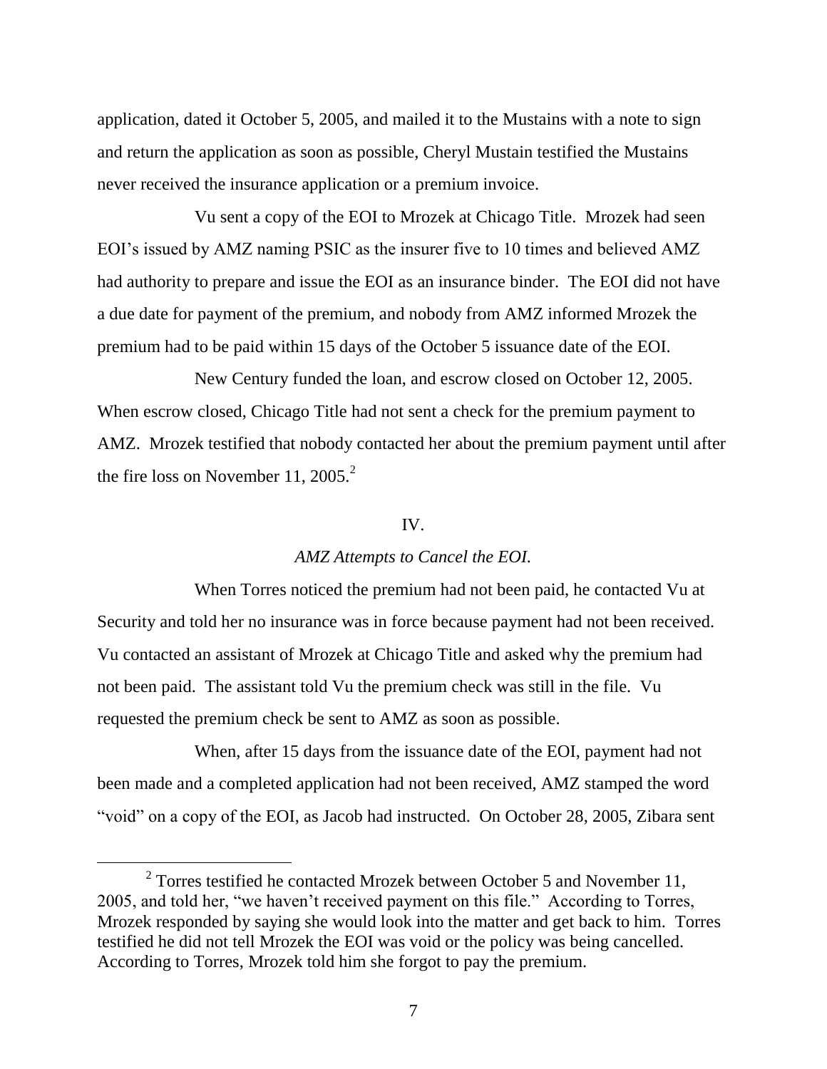application, dated it October 5, 2005, and mailed it to the Mustains with a note to sign and return the application as soon as possible, Cheryl Mustain testified the Mustains never received the insurance application or a premium invoice.

Vu sent a copy of the EOI to Mrozek at Chicago Title. Mrozek had seen EOI's issued by AMZ naming PSIC as the insurer five to 10 times and believed AMZ had authority to prepare and issue the EOI as an insurance binder. The EOI did not have a due date for payment of the premium, and nobody from AMZ informed Mrozek the premium had to be paid within 15 days of the October 5 issuance date of the EOI.

New Century funded the loan, and escrow closed on October 12, 2005. When escrow closed, Chicago Title had not sent a check for the premium payment to AMZ. Mrozek testified that nobody contacted her about the premium payment until after the fire loss on November 11, 2005.[2]

## IV.

### *AMZ Attempts to Cancel the EOI.*

When Torres noticed the premium had not been paid, he contacted Vu at Security and told her no insurance was in force because payment had not been received. Vu contacted an assistant of Mrozek at Chicago Title and asked why the premium had not been paid. The assistant told Vu the premium check was still in the file. Vu requested the premium check be sent to AMZ as soon as possible.

When, after 15 days from the issuance date of the EOI, payment had not been made and a completed application had not been received, AMZ stamped the word "void" on a copy of the EOI, as Jacob had instructed. On October 28, 2005, Zibara sent

---

[2] Torres testified he contacted Mrozek between October 5 and November 11, 2005, and told her, "we haven't received payment on this file." According to Torres, Mrozek responded by saying she would look into the matter and get back to him. Torres testified he did not tell Mrozek the EOI was void or the policy was being cancelled. According to Torres, Mrozek told him she forgot to pay the premium.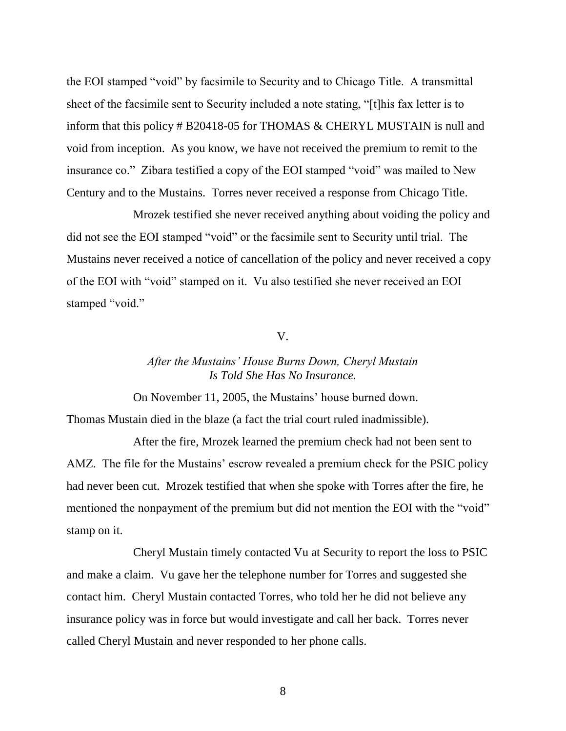the EOI stamped "void" by facsimile to Security and to Chicago Title. A transmittal sheet of the facsimile sent to Security included a note stating, "[t]his fax letter is to inform that this policy # B20418-05 for THOMAS & CHERYL MUSTAIN is null and void from inception. As you know, we have not received the premium to remit to the insurance co." Zibara testified a copy of the EOI stamped "void" was mailed to New Century and to the Mustains. Torres never received a response from Chicago Title.

Mrozek testified she never received anything about voiding the policy and did not see the EOI stamped "void" or the facsimile sent to Security until trial. The Mustains never received a notice of cancellation of the policy and never received a copy of the EOI with "void" stamped on it. Vu also testified she never received an EOI stamped "void."

V.

*After the Mustains' House Burns Down, Cheryl Mustain Is Told She Has No Insurance.*

On November 11, 2005, the Mustains' house burned down. Thomas Mustain died in the blaze (a fact the trial court ruled inadmissible).

After the fire, Mrozek learned the premium check had not been sent to AMZ. The file for the Mustains' escrow revealed a premium check for the PSIC policy had never been cut. Mrozek testified that when she spoke with Torres after the fire, he mentioned the nonpayment of the premium but did not mention the EOI with the "void" stamp on it.

Cheryl Mustain timely contacted Vu at Security to report the loss to PSIC and make a claim. Vu gave her the telephone number for Torres and suggested she contact him. Cheryl Mustain contacted Torres, who told her he did not believe any insurance policy was in force but would investigate and call her back. Torres never called Cheryl Mustain and never responded to her phone calls.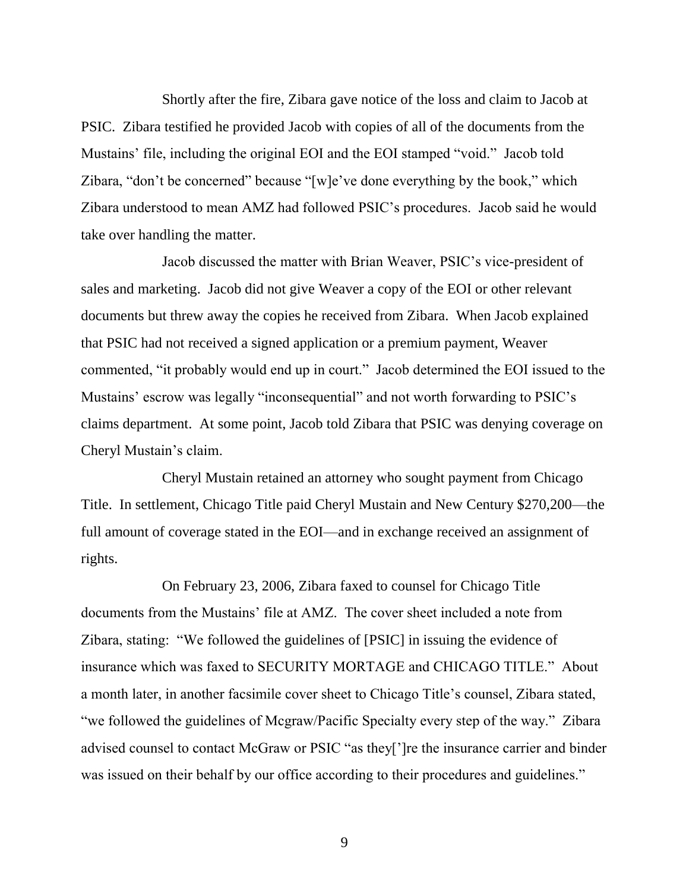Shortly after the fire, Zibara gave notice of the loss and claim to Jacob at PSIC. Zibara testified he provided Jacob with copies of all of the documents from the Mustains' file, including the original EOI and the EOI stamped "void." Jacob told Zibara, "don't be concerned" because "[w]e've done everything by the book," which Zibara understood to mean AMZ had followed PSIC's procedures. Jacob said he would take over handling the matter.

Jacob discussed the matter with Brian Weaver, PSIC's vice-president of sales and marketing. Jacob did not give Weaver a copy of the EOI or other relevant documents but threw away the copies he received from Zibara. When Jacob explained that PSIC had not received a signed application or a premium payment, Weaver commented, "it probably would end up in court." Jacob determined the EOI issued to the Mustains' escrow was legally "inconsequential" and not worth forwarding to PSIC's claims department. At some point, Jacob told Zibara that PSIC was denying coverage on Cheryl Mustain's claim.

Cheryl Mustain retained an attorney who sought payment from Chicago Title. In settlement, Chicago Title paid Cheryl Mustain and New Century $270,200—the full amount of coverage stated in the EOI—and in exchange received an assignment of rights.

On February 23, 2006, Zibara faxed to counsel for Chicago Title documents from the Mustains' file at AMZ. The cover sheet included a note from Zibara, stating: "We followed the guidelines of [PSIC] in issuing the evidence of insurance which was faxed to SECURITY MORTAGE and CHICAGO TITLE." About a month later, in another facsimile cover sheet to Chicago Title's counsel, Zibara stated, "we followed the guidelines of Mcgraw/Pacific Specialty every step of the way." Zibara advised counsel to contact McGraw or PSIC "as they[']re the insurance carrier and binder was issued on their behalf by our office according to their procedures and guidelines."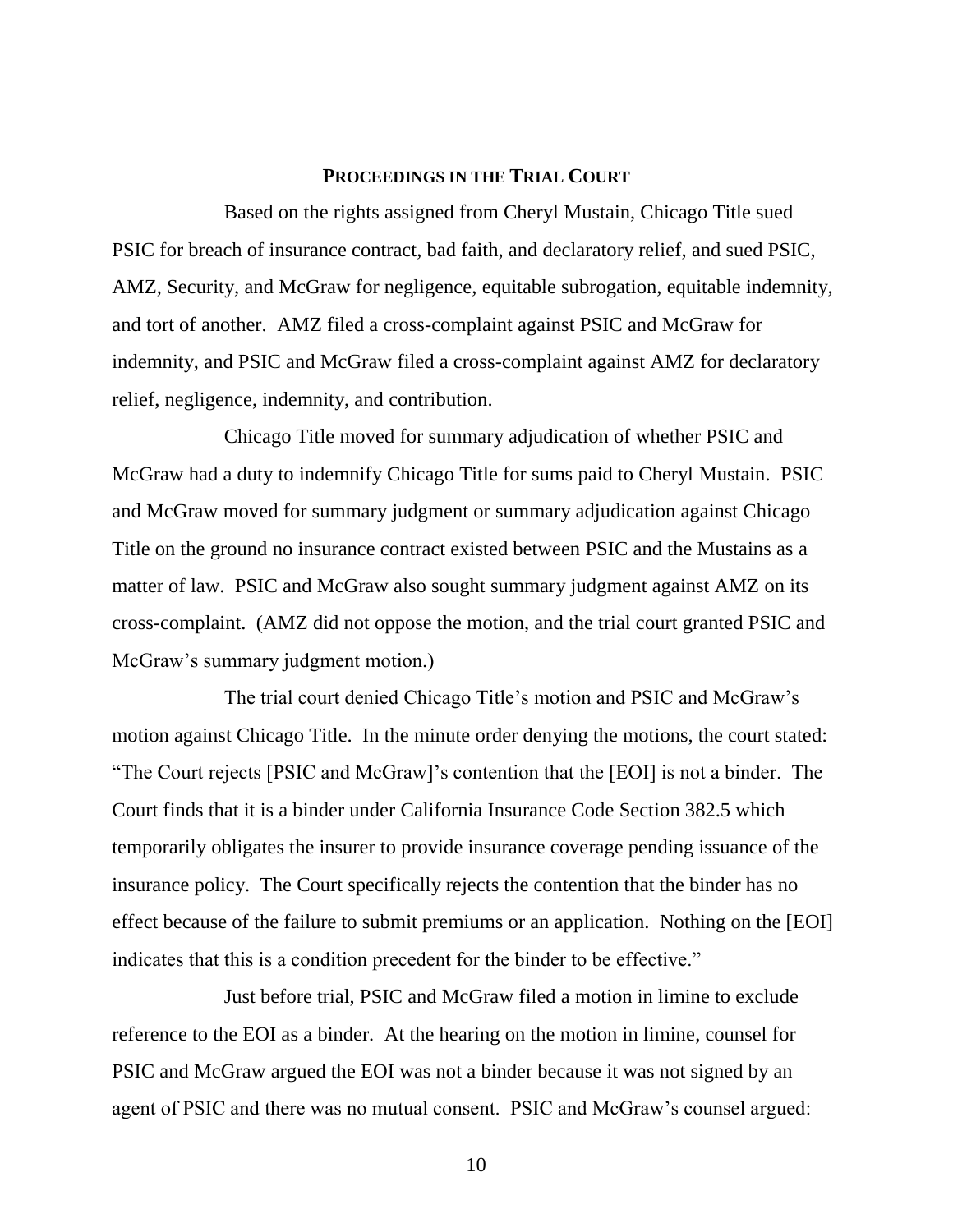## **PROCEEDINGS IN THE TRIAL COURT**

Based on the rights assigned from Cheryl Mustain, Chicago Title sued PSIC for breach of insurance contract, bad faith, and declaratory relief, and sued PSIC, AMZ, Security, and McGraw for negligence, equitable subrogation, equitable indemnity, and tort of another. AMZ filed a cross-complaint against PSIC and McGraw for indemnity, and PSIC and McGraw filed a cross-complaint against AMZ for declaratory relief, negligence, indemnity, and contribution.

Chicago Title moved for summary adjudication of whether PSIC and McGraw had a duty to indemnify Chicago Title for sums paid to Cheryl Mustain. PSIC and McGraw moved for summary judgment or summary adjudication against Chicago Title on the ground no insurance contract existed between PSIC and the Mustains as a matter of law. PSIC and McGraw also sought summary judgment against AMZ on its cross-complaint. (AMZ did not oppose the motion, and the trial court granted PSIC and McGraw's summary judgment motion.)

The trial court denied Chicago Title's motion and PSIC and McGraw's motion against Chicago Title. In the minute order denying the motions, the court stated: "The Court rejects [PSIC and McGraw]'s contention that the [EOI] is not a binder. The Court finds that it is a binder under California Insurance Code Section 382.5 which temporarily obligates the insurer to provide insurance coverage pending issuance of the insurance policy. The Court specifically rejects the contention that the binder has no effect because of the failure to submit premiums or an application. Nothing on the [EOI] indicates that this is a condition precedent for the binder to be effective."

Just before trial, PSIC and McGraw filed a motion in limine to exclude reference to the EOI as a binder. At the hearing on the motion in limine, counsel for PSIC and McGraw argued the EOI was not a binder because it was not signed by an agent of PSIC and there was no mutual consent. PSIC and McGraw's counsel argued: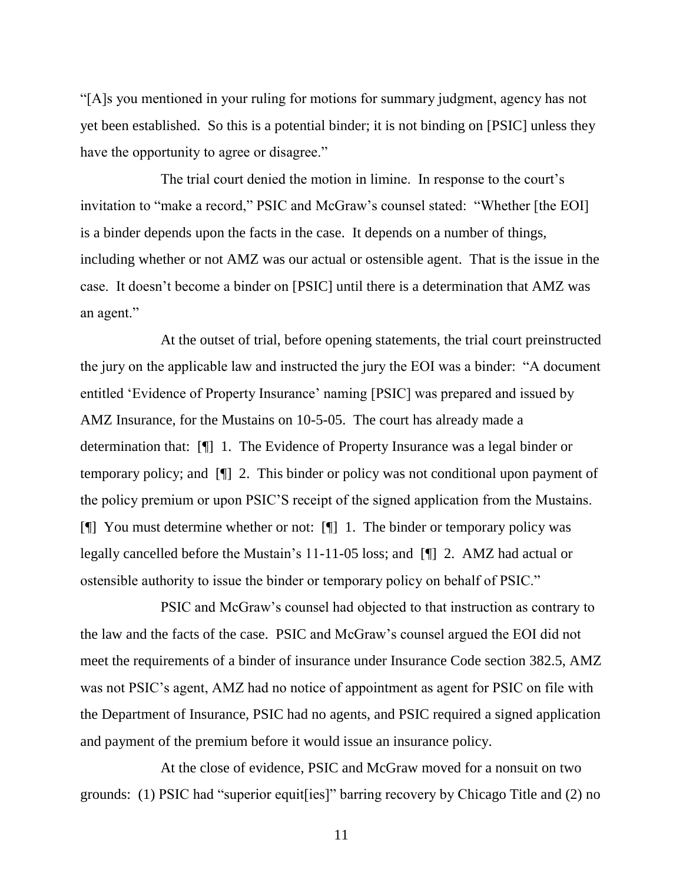"[A]s you mentioned in your ruling for motions for summary judgment, agency has not yet been established. So this is a potential binder; it is not binding on [PSIC] unless they have the opportunity to agree or disagree."

The trial court denied the motion in limine. In response to the court's invitation to "make a record," PSIC and McGraw's counsel stated: "Whether [the EOI] is a binder depends upon the facts in the case. It depends on a number of things, including whether or not AMZ was our actual or ostensible agent. That is the issue in the case. It doesn't become a binder on [PSIC] until there is a determination that AMZ was an agent."

At the outset of trial, before opening statements, the trial court preinstructed the jury on the applicable law and instructed the jury the EOI was a binder: "A document entitled 'Evidence of Property Insurance' naming [PSIC] was prepared and issued by AMZ Insurance, for the Mustains on 10-5-05. The court has already made a determination that: [¶] 1. The Evidence of Property Insurance was a legal binder or temporary policy; and [¶] 2. This binder or policy was not conditional upon payment of the policy premium or upon PSIC'S receipt of the signed application from the Mustains. [¶] You must determine whether or not: [¶] 1. The binder or temporary policy was legally cancelled before the Mustain's 11-11-05 loss; and [¶] 2. AMZ had actual or ostensible authority to issue the binder or temporary policy on behalf of PSIC."

PSIC and McGraw's counsel had objected to that instruction as contrary to the law and the facts of the case. PSIC and McGraw's counsel argued the EOI did not meet the requirements of a binder of insurance under Insurance Code section 382.5, AMZ was not PSIC's agent, AMZ had no notice of appointment as agent for PSIC on file with the Department of Insurance, PSIC had no agents, and PSIC required a signed application and payment of the premium before it would issue an insurance policy.

At the close of evidence, PSIC and McGraw moved for a nonsuit on two grounds: (1) PSIC had "superior equit[ies]" barring recovery by Chicago Title and (2) no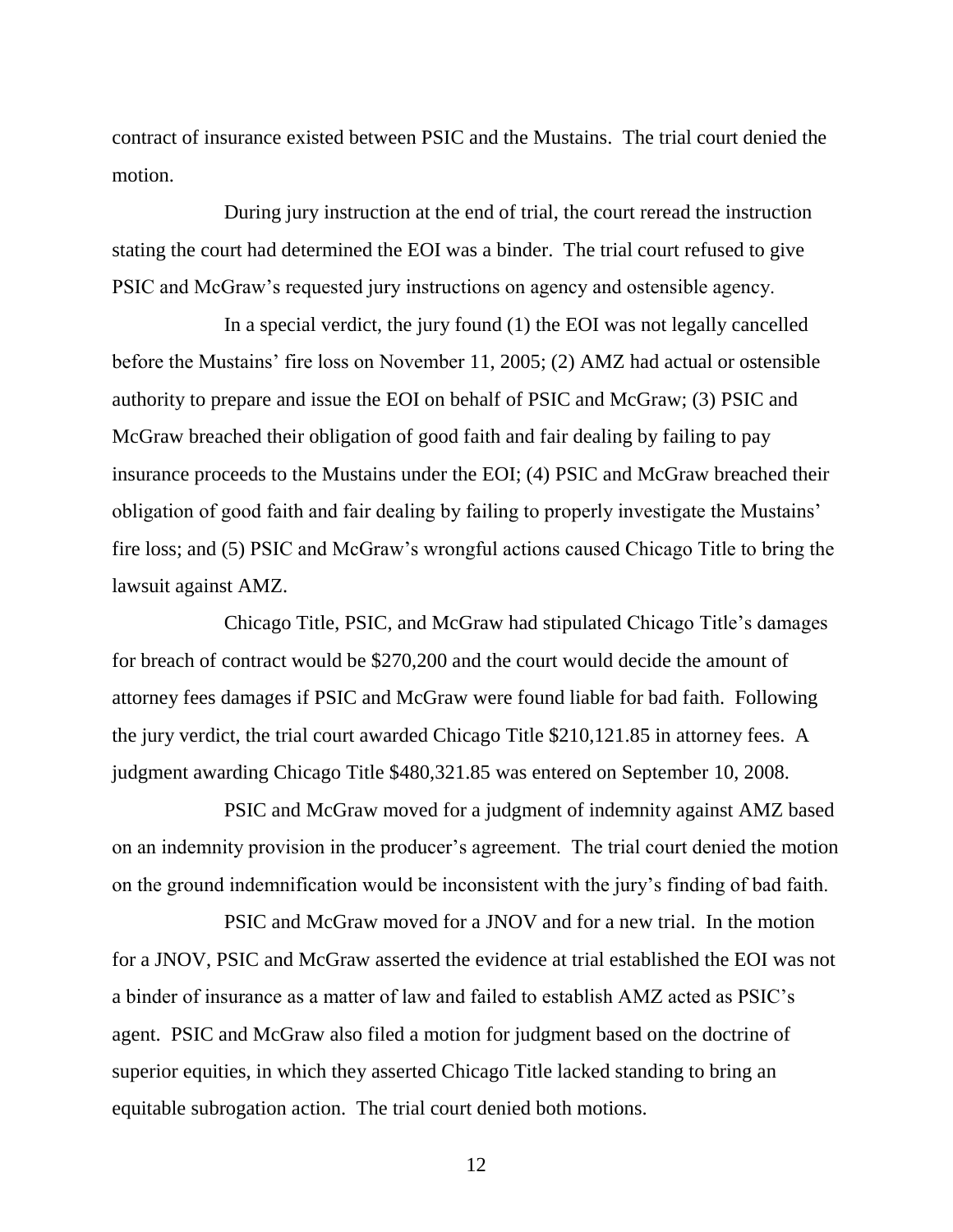contract of insurance existed between PSIC and the Mustains. The trial court denied the motion.

During jury instruction at the end of trial, the court reread the instruction stating the court had determined the EOI was a binder. The trial court refused to give PSIC and McGraw's requested jury instructions on agency and ostensible agency.

In a special verdict, the jury found (1) the EOI was not legally cancelled before the Mustains' fire loss on November 11, 2005; (2) AMZ had actual or ostensible authority to prepare and issue the EOI on behalf of PSIC and McGraw; (3) PSIC and McGraw breached their obligation of good faith and fair dealing by failing to pay insurance proceeds to the Mustains under the EOI; (4) PSIC and McGraw breached their obligation of good faith and fair dealing by failing to properly investigate the Mustains' fire loss; and (5) PSIC and McGraw's wrongful actions caused Chicago Title to bring the lawsuit against AMZ.

Chicago Title, PSIC, and McGraw had stipulated Chicago Title's damages for breach of contract would be $270,200 and the court would decide the amount of attorney fees damages if PSIC and McGraw were found liable for bad faith. Following the jury verdict, the trial court awarded Chicago Title $210,121.85 in attorney fees. A judgment awarding Chicago Title $480,321.85 was entered on September 10, 2008.

PSIC and McGraw moved for a judgment of indemnity against AMZ based on an indemnity provision in the producer's agreement. The trial court denied the motion on the ground indemnification would be inconsistent with the jury's finding of bad faith.

PSIC and McGraw moved for a JNOV and for a new trial. In the motion for a JNOV, PSIC and McGraw asserted the evidence at trial established the EOI was not a binder of insurance as a matter of law and failed to establish AMZ acted as PSIC's agent. PSIC and McGraw also filed a motion for judgment based on the doctrine of superior equities, in which they asserted Chicago Title lacked standing to bring an equitable subrogation action. The trial court denied both motions.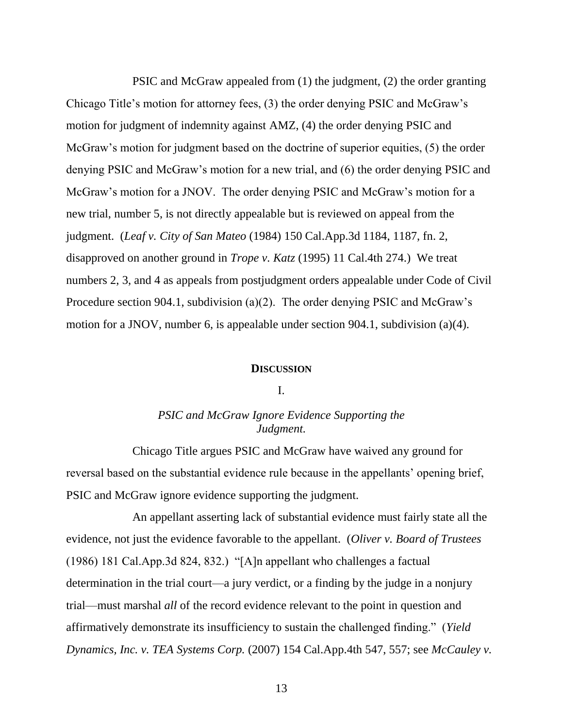PSIC and McGraw appealed from (1) the judgment, (2) the order granting Chicago Title's motion for attorney fees, (3) the order denying PSIC and McGraw's motion for judgment of indemnity against AMZ, (4) the order denying PSIC and McGraw's motion for judgment based on the doctrine of superior equities, (5) the order denying PSIC and McGraw's motion for a new trial, and (6) the order denying PSIC and McGraw's motion for a JNOV. The order denying PSIC and McGraw's motion for a new trial, number 5, is not directly appealable but is reviewed on appeal from the judgment. (*Leaf v. City of San Mateo* (1984) 150 Cal.App.3d 1184, 1187, fn. 2, disapproved on another ground in *Trope v. Katz* (1995) 11 Cal.4th 274.) We treat numbers 2, 3, and 4 as appeals from postjudgment orders appealable under Code of Civil Procedure section 904.1, subdivision (a)(2). The order denying PSIC and McGraw's motion for a JNOV, number 6, is appealable under section 904.1, subdivision (a)(4).

## **DISCUSSION**

### I.

### *PSIC and McGraw Ignore Evidence Supporting the Judgment.*

Chicago Title argues PSIC and McGraw have waived any ground for reversal based on the substantial evidence rule because in the appellants' opening brief, PSIC and McGraw ignore evidence supporting the judgment.

An appellant asserting lack of substantial evidence must fairly state all the evidence, not just the evidence favorable to the appellant. (*Oliver v. Board of Trustees* (1986) 181 Cal.App.3d 824, 832.) "[A]n appellant who challenges a factual determination in the trial court—a jury verdict, or a finding by the judge in a nonjury trial—must marshal *all* of the record evidence relevant to the point in question and affirmatively demonstrate its insufficiency to sustain the challenged finding." (*Yield Dynamics, Inc. v. TEA Systems Corp.* (2007) 154 Cal.App.4th 547, 557; see *McCauley v.*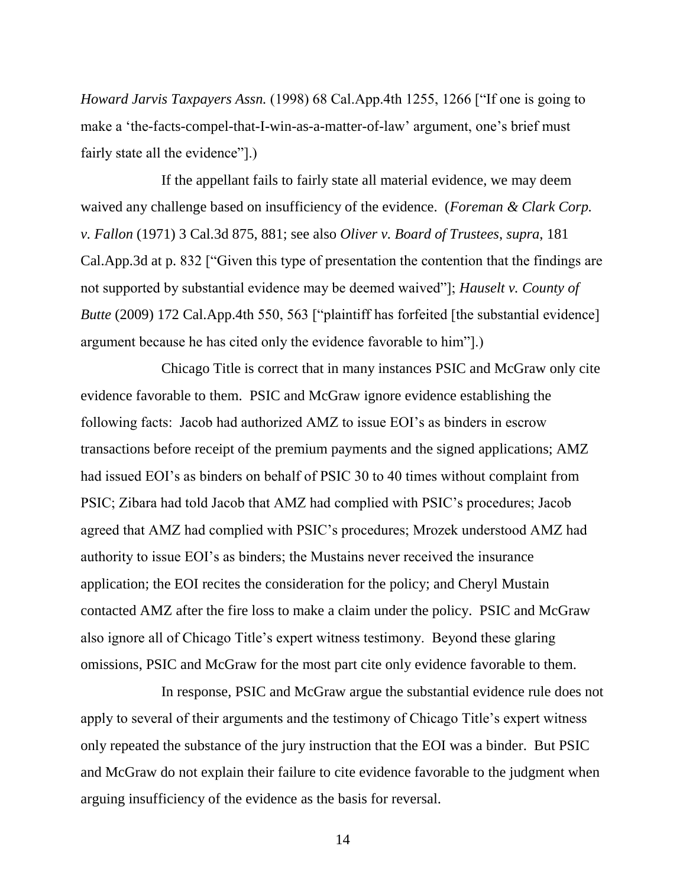*Howard Jarvis Taxpayers Assn.* (1998) 68 Cal.App.4th 1255, 1266 ["If one is going to make a 'the-facts-compel-that-I-win-as-a-matter-of-law' argument, one's brief must fairly state all the evidence"].)

If the appellant fails to fairly state all material evidence, we may deem waived any challenge based on insufficiency of the evidence. (*Foreman & Clark Corp. v. Fallon* (1971) 3 Cal.3d 875, 881; see also *Oliver v. Board of Trustees*, *supra*, 181 Cal.App.3d at p. 832 ["Given this type of presentation the contention that the findings are not supported by substantial evidence may be deemed waived"]; *Hauselt v. County of Butte* (2009) 172 Cal.App.4th 550, 563 ["plaintiff has forfeited [the substantial evidence] argument because he has cited only the evidence favorable to him"].)

Chicago Title is correct that in many instances PSIC and McGraw only cite evidence favorable to them. PSIC and McGraw ignore evidence establishing the following facts: Jacob had authorized AMZ to issue EOI's as binders in escrow transactions before receipt of the premium payments and the signed applications; AMZ had issued EOI's as binders on behalf of PSIC 30 to 40 times without complaint from PSIC; Zibara had told Jacob that AMZ had complied with PSIC's procedures; Jacob agreed that AMZ had complied with PSIC's procedures; Mrozek understood AMZ had authority to issue EOI's as binders; the Mustains never received the insurance application; the EOI recites the consideration for the policy; and Cheryl Mustain contacted AMZ after the fire loss to make a claim under the policy. PSIC and McGraw also ignore all of Chicago Title's expert witness testimony. Beyond these glaring omissions, PSIC and McGraw for the most part cite only evidence favorable to them.

In response, PSIC and McGraw argue the substantial evidence rule does not apply to several of their arguments and the testimony of Chicago Title's expert witness only repeated the substance of the jury instruction that the EOI was a binder. But PSIC and McGraw do not explain their failure to cite evidence favorable to the judgment when arguing insufficiency of the evidence as the basis for reversal.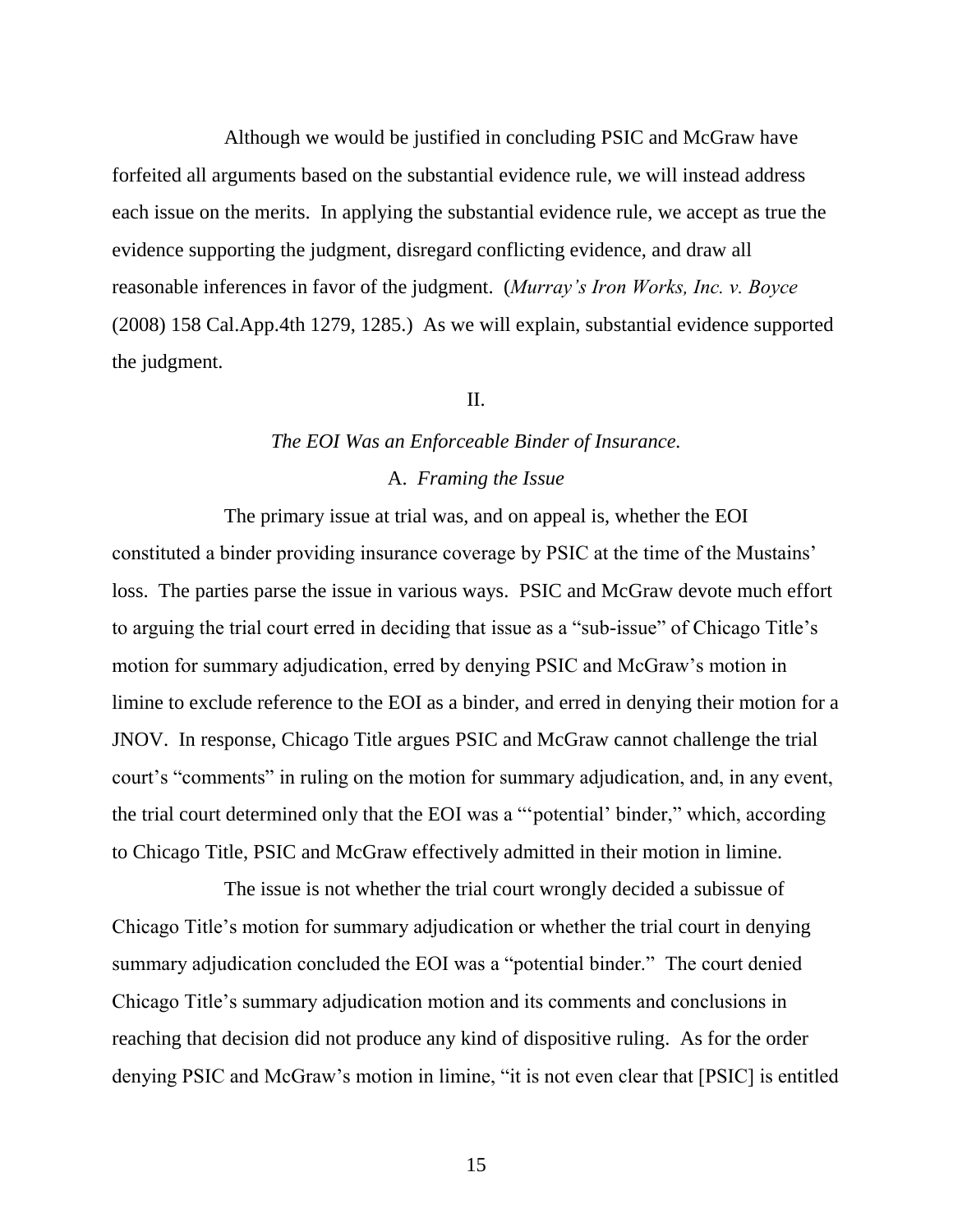Although we would be justified in concluding PSIC and McGraw have forfeited all arguments based on the substantial evidence rule, we will instead address each issue on the merits. In applying the substantial evidence rule, we accept as true the evidence supporting the judgment, disregard conflicting evidence, and draw all reasonable inferences in favor of the judgment. (*Murray's Iron Works, Inc. v. Boyce* (2008) 158 Cal.App.4th 1279, 1285.) As we will explain, substantial evidence supported the judgment.

II.

*The EOI Was an Enforceable Binder of Insurance.*

A. *Framing the Issue*

The primary issue at trial was, and on appeal is, whether the EOI constituted a binder providing insurance coverage by PSIC at the time of the Mustains' loss. The parties parse the issue in various ways. PSIC and McGraw devote much effort to arguing the trial court erred in deciding that issue as a "sub-issue" of Chicago Title's motion for summary adjudication, erred by denying PSIC and McGraw's motion in limine to exclude reference to the EOI as a binder, and erred in denying their motion for a JNOV. In response, Chicago Title argues PSIC and McGraw cannot challenge the trial court's "comments" in ruling on the motion for summary adjudication, and, in any event, the trial court determined only that the EOI was a "'potential' binder," which, according to Chicago Title, PSIC and McGraw effectively admitted in their motion in limine.

The issue is not whether the trial court wrongly decided a subissue of Chicago Title's motion for summary adjudication or whether the trial court in denying summary adjudication concluded the EOI was a "potential binder." The court denied Chicago Title's summary adjudication motion and its comments and conclusions in reaching that decision did not produce any kind of dispositive ruling. As for the order denying PSIC and McGraw's motion in limine, "it is not even clear that [PSIC] is entitled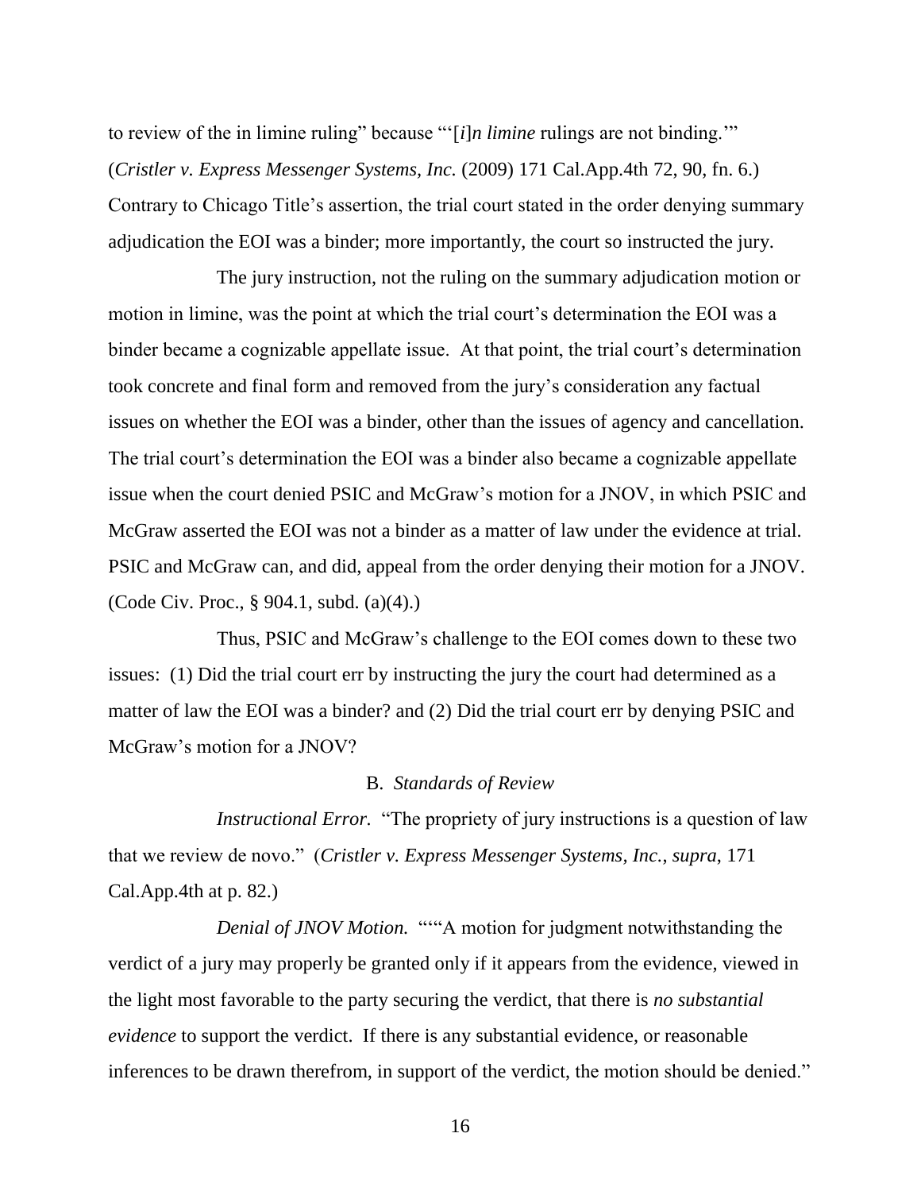to review of the in limine ruling" because "'[*i*]*n limine* rulings are not binding.'" (*Cristler v. Express Messenger Systems, Inc.* (2009) 171 Cal.App.4th 72, 90, fn. 6.) Contrary to Chicago Title's assertion, the trial court stated in the order denying summary adjudication the EOI was a binder; more importantly, the court so instructed the jury.

The jury instruction, not the ruling on the summary adjudication motion or motion in limine, was the point at which the trial court's determination the EOI was a binder became a cognizable appellate issue. At that point, the trial court's determination took concrete and final form and removed from the jury's consideration any factual issues on whether the EOI was a binder, other than the issues of agency and cancellation. The trial court's determination the EOI was a binder also became a cognizable appellate issue when the court denied PSIC and McGraw's motion for a JNOV, in which PSIC and McGraw asserted the EOI was not a binder as a matter of law under the evidence at trial. PSIC and McGraw can, and did, appeal from the order denying their motion for a JNOV. (Code Civ. Proc., § 904.1, subd. (a)(4).)

Thus, PSIC and McGraw's challenge to the EOI comes down to these two issues: (1) Did the trial court err by instructing the jury the court had determined as a matter of law the EOI was a binder? and (2) Did the trial court err by denying PSIC and McGraw's motion for a JNOV?

### B. *Standards of Review*

*Instructional Error.* "The propriety of jury instructions is a question of law that we review de novo." (*Cristler v. Express Messenger Systems, Inc.*, *supra*, 171 Cal.App.4th at p. 82.)

*Denial of JNOV Motion.* """A motion for judgment notwithstanding the verdict of a jury may properly be granted only if it appears from the evidence, viewed in the light most favorable to the party securing the verdict, that there is *no substantial evidence* to support the verdict. If there is any substantial evidence, or reasonable inferences to be drawn therefrom, in support of the verdict, the motion should be denied."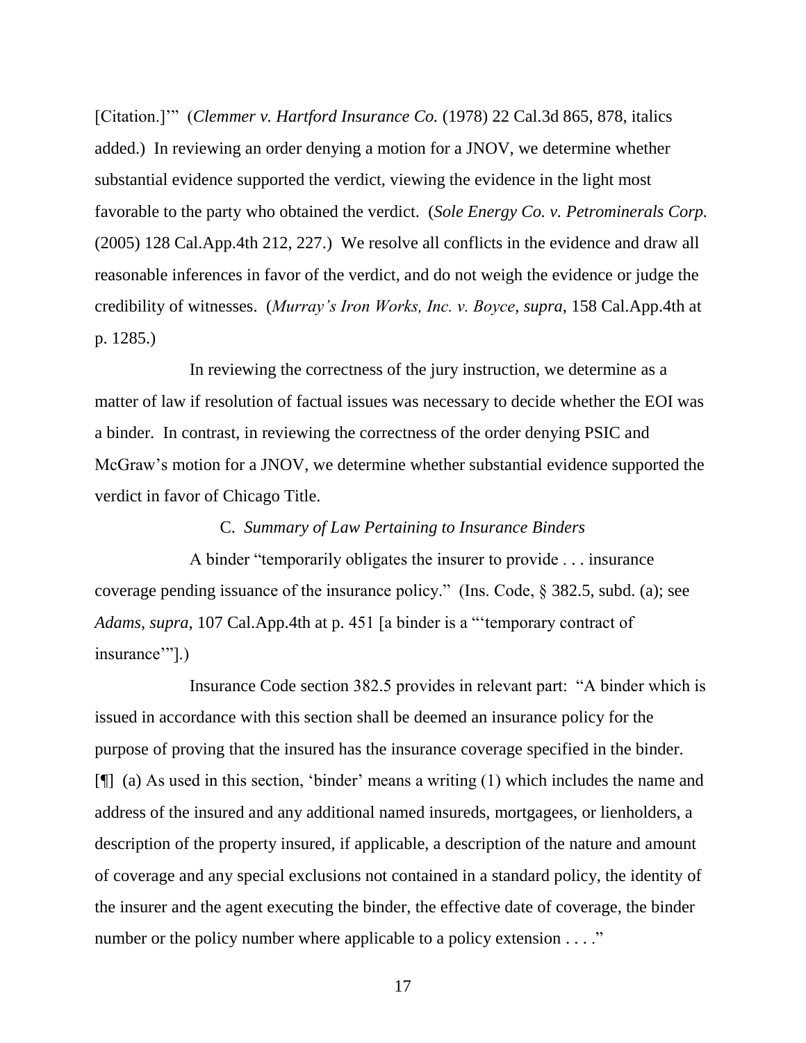[Citation.]'" (*Clemmer v. Hartford Insurance Co.* (1978) 22 Cal.3d 865, 878, italics added.) In reviewing an order denying a motion for a JNOV, we determine whether substantial evidence supported the verdict, viewing the evidence in the light most favorable to the party who obtained the verdict. (*Sole Energy Co. v. Petrominerals Corp.* (2005) 128 Cal.App.4th 212, 227.) We resolve all conflicts in the evidence and draw all reasonable inferences in favor of the verdict, and do not weigh the evidence or judge the credibility of witnesses. (*Murray's Iron Works, Inc. v. Boyce*, *supra*, 158 Cal.App.4th at p. 1285.)

In reviewing the correctness of the jury instruction, we determine as a matter of law if resolution of factual issues was necessary to decide whether the EOI was a binder. In contrast, in reviewing the correctness of the order denying PSIC and McGraw's motion for a JNOV, we determine whether substantial evidence supported the verdict in favor of Chicago Title.

### C. *Summary of Law Pertaining to Insurance Binders*

A binder "temporarily obligates the insurer to provide . . . insurance coverage pending issuance of the insurance policy." (Ins. Code, § 382.5, subd. (a); see *Adams*, *supra*, 107 Cal.App.4th at p. 451 [a binder is a "'temporary contract of insurance'"].)

Insurance Code section 382.5 provides in relevant part: "A binder which is issued in accordance with this section shall be deemed an insurance policy for the purpose of proving that the insured has the insurance coverage specified in the binder. [¶] (a) As used in this section, 'binder' means a writing (1) which includes the name and address of the insured and any additional named insureds, mortgagees, or lienholders, a description of the property insured, if applicable, a description of the nature and amount of coverage and any special exclusions not contained in a standard policy, the identity of the insurer and the agent executing the binder, the effective date of coverage, the binder number or the policy number where applicable to a policy extension . . . ."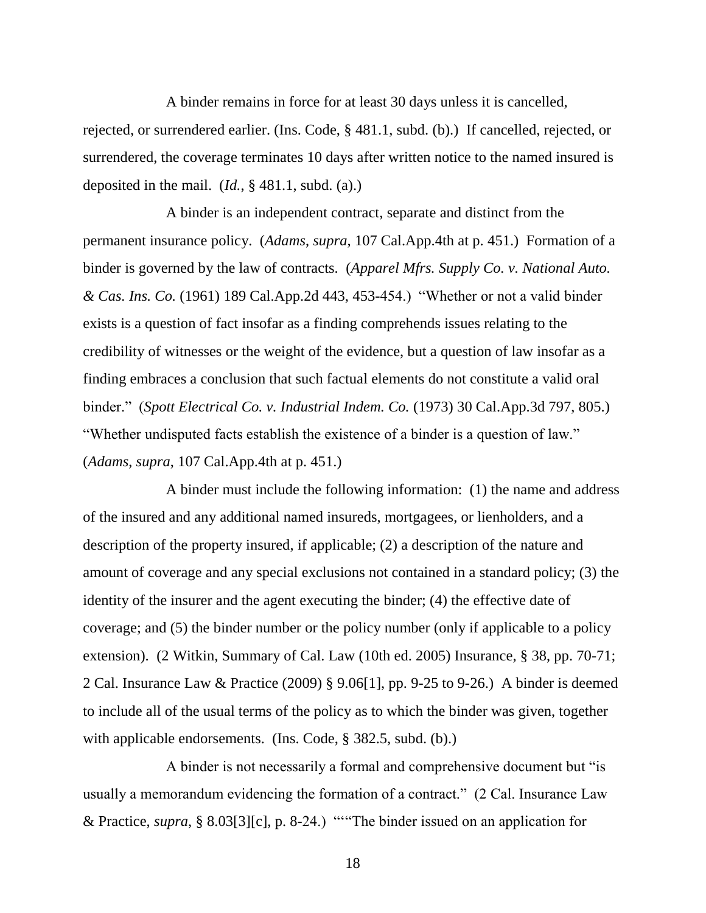A binder remains in force for at least 30 days unless it is cancelled, rejected, or surrendered earlier. (Ins. Code, § 481.1, subd. (b).) If cancelled, rejected, or surrendered, the coverage terminates 10 days after written notice to the named insured is deposited in the mail. (*Id.*, § 481.1, subd. (a).)

A binder is an independent contract, separate and distinct from the permanent insurance policy. (*Adams*, *supra*, 107 Cal.App.4th at p. 451.) Formation of a binder is governed by the law of contracts. (*Apparel Mfrs. Supply Co. v. National Auto. & Cas. Ins. Co.* (1961) 189 Cal.App.2d 443, 453-454.) "Whether or not a valid binder exists is a question of fact insofar as a finding comprehends issues relating to the credibility of witnesses or the weight of the evidence, but a question of law insofar as a finding embraces a conclusion that such factual elements do not constitute a valid oral binder." (*Spott Electrical Co. v. Industrial Indem. Co.* (1973) 30 Cal.App.3d 797, 805.) "Whether undisputed facts establish the existence of a binder is a question of law." (*Adams*, *supra*, 107 Cal.App.4th at p. 451.)

A binder must include the following information: (1) the name and address of the insured and any additional named insureds, mortgagees, or lienholders, and a description of the property insured, if applicable; (2) a description of the nature and amount of coverage and any special exclusions not contained in a standard policy; (3) the identity of the insurer and the agent executing the binder; (4) the effective date of coverage; and (5) the binder number or the policy number (only if applicable to a policy extension). (2 Witkin, Summary of Cal. Law (10th ed. 2005) Insurance, § 38, pp. 70-71; 2 Cal. Insurance Law & Practice (2009) § 9.06[1], pp. 9-25 to 9-26.) A binder is deemed to include all of the usual terms of the policy as to which the binder was given, together with applicable endorsements. (Ins. Code, § 382.5, subd. (b).)

A binder is not necessarily a formal and comprehensive document but "is usually a memorandum evidencing the formation of a contract." (2 Cal. Insurance Law & Practice, *supra*, § 8.03[3][c], p. 8-24.) """The binder issued on an application for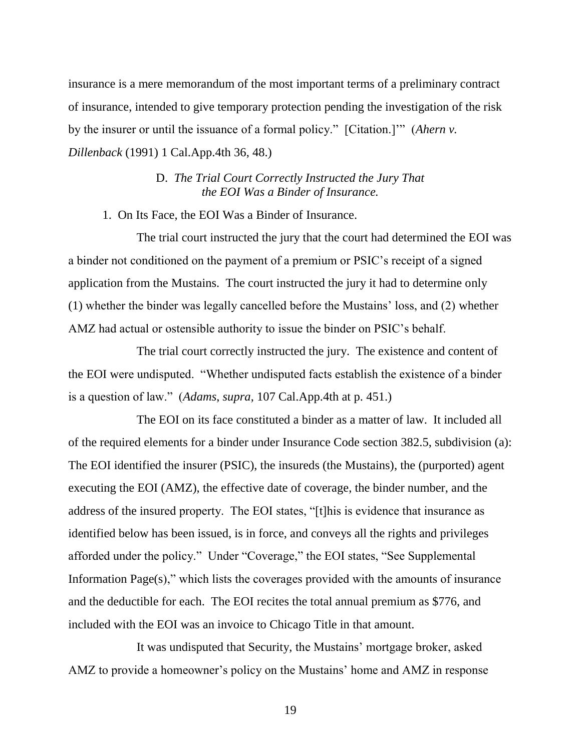insurance is a mere memorandum of the most important terms of a preliminary contract of insurance, intended to give temporary protection pending the investigation of the risk by the insurer or until the issuance of a formal policy." [Citation.]'" (*Ahern v. Dillenback* (1991) 1 Cal.App.4th 36, 48.)

D. *The Trial Court Correctly Instructed the Jury That the EOI Was a Binder of Insurance.*

1. On Its Face, the EOI Was a Binder of Insurance.

The trial court instructed the jury that the court had determined the EOI was a binder not conditioned on the payment of a premium or PSIC's receipt of a signed application from the Mustains. The court instructed the jury it had to determine only (1) whether the binder was legally cancelled before the Mustains' loss, and (2) whether AMZ had actual or ostensible authority to issue the binder on PSIC's behalf.

The trial court correctly instructed the jury. The existence and content of the EOI were undisputed. "Whether undisputed facts establish the existence of a binder is a question of law." (*Adams*, *supra*, 107 Cal.App.4th at p. 451.)

The EOI on its face constituted a binder as a matter of law. It included all of the required elements for a binder under Insurance Code section 382.5, subdivision (a): The EOI identified the insurer (PSIC), the insureds (the Mustains), the (purported) agent executing the EOI (AMZ), the effective date of coverage, the binder number, and the address of the insured property. The EOI states, "[t]his is evidence that insurance as identified below has been issued, is in force, and conveys all the rights and privileges afforded under the policy." Under "Coverage," the EOI states, "See Supplemental Information Page(s)," which lists the coverages provided with the amounts of insurance and the deductible for each. The EOI recites the total annual premium as $776, and included with the EOI was an invoice to Chicago Title in that amount.

It was undisputed that Security, the Mustains' mortgage broker, asked AMZ to provide a homeowner's policy on the Mustains' home and AMZ in response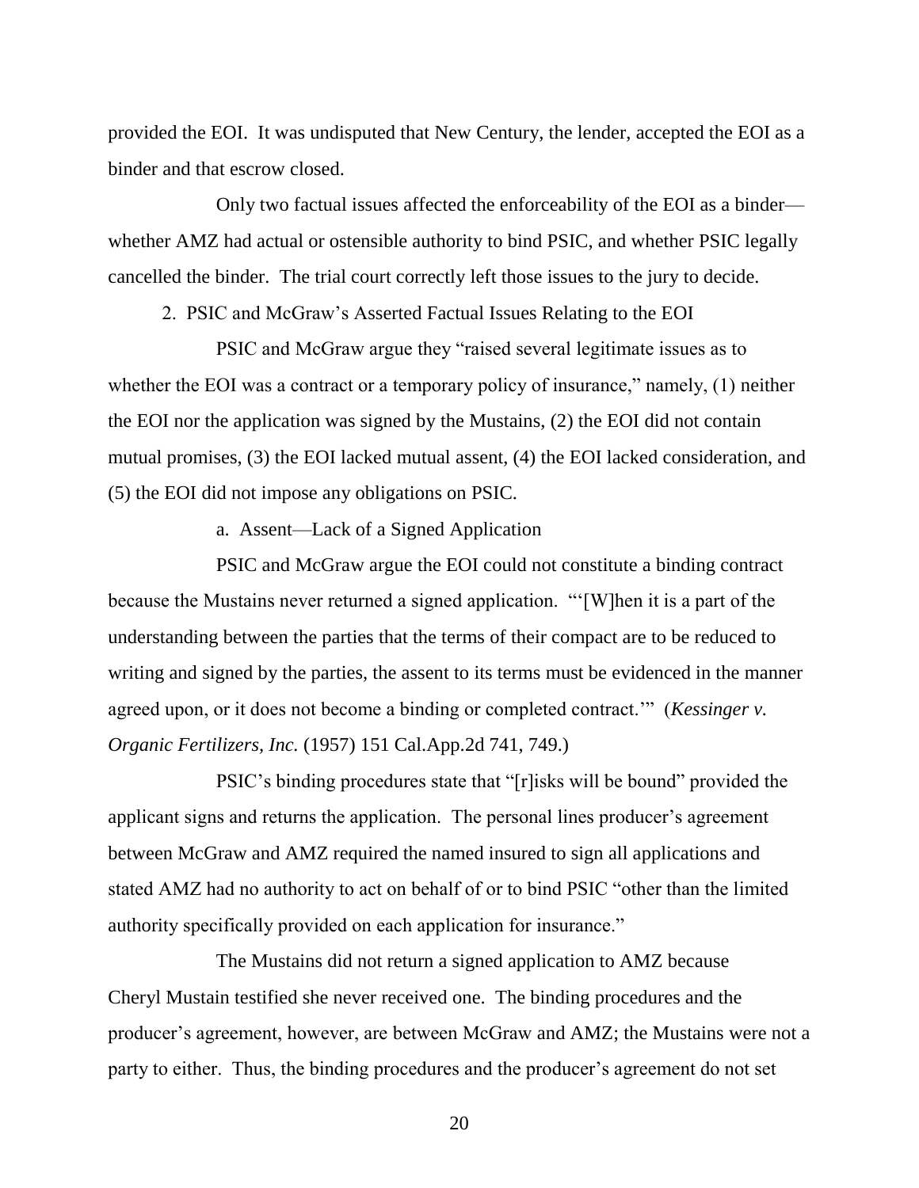provided the EOI. It was undisputed that New Century, the lender, accepted the EOI as a binder and that escrow closed.

Only two factual issues affected the enforceability of the EOI as a binder—whether AMZ had actual or ostensible authority to bind PSIC, and whether PSIC legally cancelled the binder. The trial court correctly left those issues to the jury to decide.

2. PSIC and McGraw's Asserted Factual Issues Relating to the EOI

PSIC and McGraw argue they "raised several legitimate issues as to whether the EOI was a contract or a temporary policy of insurance," namely, (1) neither the EOI nor the application was signed by the Mustains, (2) the EOI did not contain mutual promises, (3) the EOI lacked mutual assent, (4) the EOI lacked consideration, and (5) the EOI did not impose any obligations on PSIC.

a. Assent—Lack of a Signed Application

PSIC and McGraw argue the EOI could not constitute a binding contract because the Mustains never returned a signed application. "'[W]hen it is a part of the understanding between the parties that the terms of their compact are to be reduced to writing and signed by the parties, the assent to its terms must be evidenced in the manner agreed upon, or it does not become a binding or completed contract.'" (*Kessinger v. Organic Fertilizers, Inc.* (1957) 151 Cal.App.2d 741, 749.)

PSIC's binding procedures state that "[r]isks will be bound" provided the applicant signs and returns the application. The personal lines producer's agreement between McGraw and AMZ required the named insured to sign all applications and stated AMZ had no authority to act on behalf of or to bind PSIC "other than the limited authority specifically provided on each application for insurance."

The Mustains did not return a signed application to AMZ because Cheryl Mustain testified she never received one. The binding procedures and the producer's agreement, however, are between McGraw and AMZ; the Mustains were not a party to either. Thus, the binding procedures and the producer's agreement do not set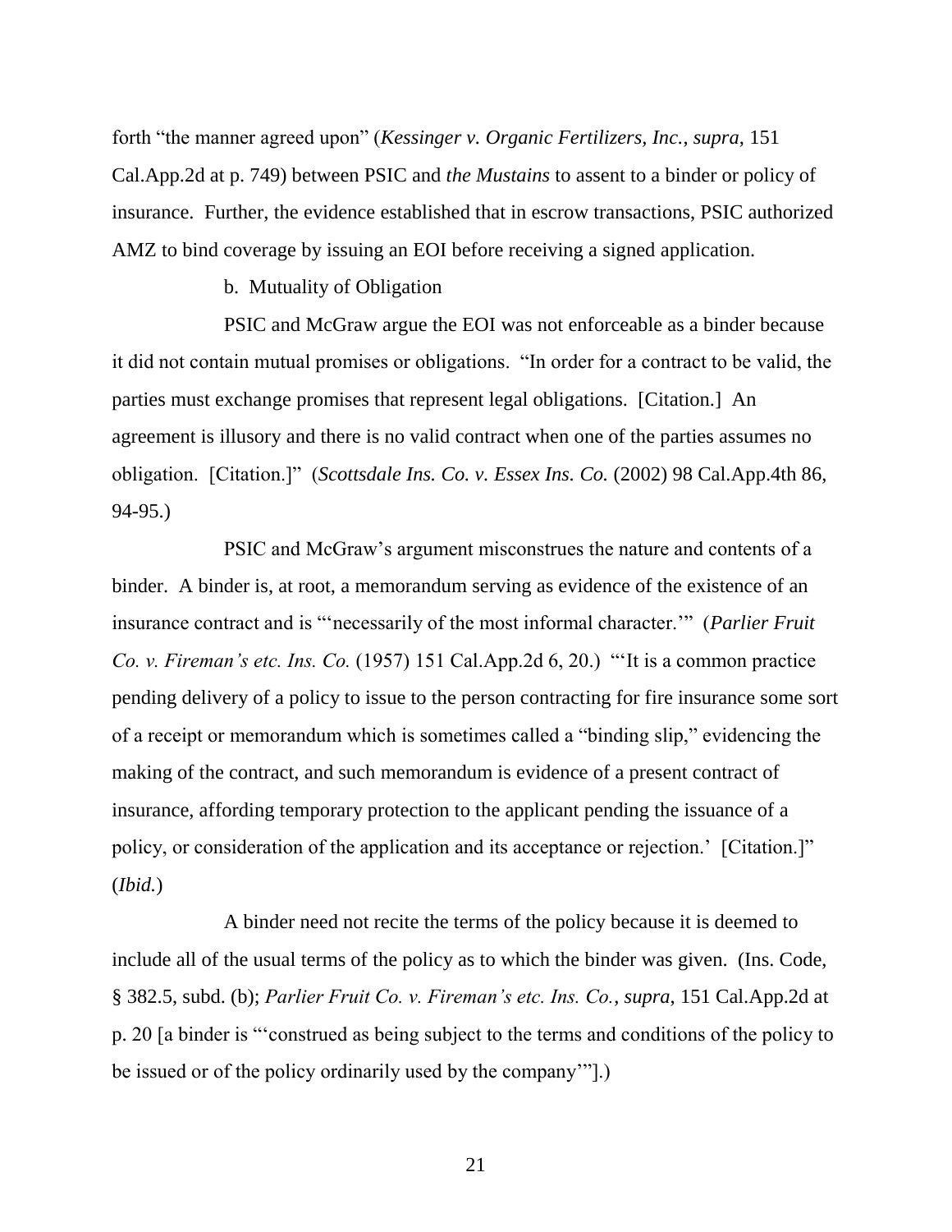forth "the manner agreed upon" (*Kessinger v. Organic Fertilizers, Inc.*, *supra*, 151 Cal.App.2d at p. 749) between PSIC and *the Mustains* to assent to a binder or policy of insurance. Further, the evidence established that in escrow transactions, PSIC authorized AMZ to bind coverage by issuing an EOI before receiving a signed application.

b. Mutuality of Obligation

PSIC and McGraw argue the EOI was not enforceable as a binder because it did not contain mutual promises or obligations. "In order for a contract to be valid, the parties must exchange promises that represent legal obligations. [Citation.] An agreement is illusory and there is no valid contract when one of the parties assumes no obligation. [Citation.]" (*Scottsdale Ins. Co. v. Essex Ins. Co.* (2002) 98 Cal.App.4th 86, 94-95.)

PSIC and McGraw's argument misconstrues the nature and contents of a binder. A binder is, at root, a memorandum serving as evidence of the existence of an insurance contract and is "'necessarily of the most informal character.'" (*Parlier Fruit Co. v. Fireman's etc. Ins. Co.* (1957) 151 Cal.App.2d 6, 20.) "'It is a common practice pending delivery of a policy to issue to the person contracting for fire insurance some sort of a receipt or memorandum which is sometimes called a "binding slip," evidencing the making of the contract, and such memorandum is evidence of a present contract of insurance, affording temporary protection to the applicant pending the issuance of a policy, or consideration of the application and its acceptance or rejection.' [Citation.]" (*Ibid.*)

A binder need not recite the terms of the policy because it is deemed to include all of the usual terms of the policy as to which the binder was given. (Ins. Code, § 382.5, subd. (b); *Parlier Fruit Co. v. Fireman's etc. Ins. Co.*, *supra*, 151 Cal.App.2d at p. 20 [a binder is "'construed as being subject to the terms and conditions of the policy to be issued or of the policy ordinarily used by the company'"].)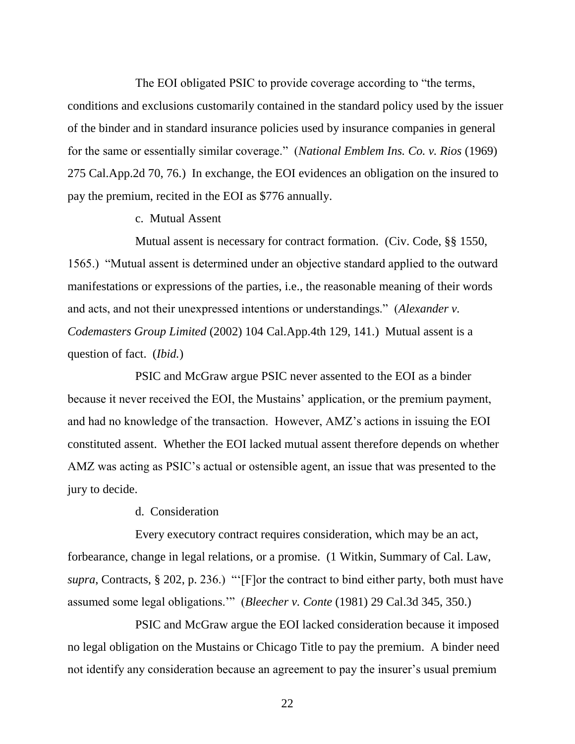The EOI obligated PSIC to provide coverage according to "the terms, conditions and exclusions customarily contained in the standard policy used by the issuer of the binder and in standard insurance policies used by insurance companies in general for the same or essentially similar coverage." (*National Emblem Ins. Co. v. Rios* (1969) 275 Cal.App.2d 70, 76.) In exchange, the EOI evidences an obligation on the insured to pay the premium, recited in the EOI as $776 annually.

c. Mutual Assent

Mutual assent is necessary for contract formation. (Civ. Code, §§ 1550, 1565.) "Mutual assent is determined under an objective standard applied to the outward manifestations or expressions of the parties, i.e., the reasonable meaning of their words and acts, and not their unexpressed intentions or understandings." (*Alexander v. Codemasters Group Limited* (2002) 104 Cal.App.4th 129, 141.) Mutual assent is a question of fact. (*Ibid.*)

PSIC and McGraw argue PSIC never assented to the EOI as a binder because it never received the EOI, the Mustains' application, or the premium payment, and had no knowledge of the transaction. However, AMZ's actions in issuing the EOI constituted assent. Whether the EOI lacked mutual assent therefore depends on whether AMZ was acting as PSIC's actual or ostensible agent, an issue that was presented to the jury to decide.

d. Consideration

Every executory contract requires consideration, which may be an act, forbearance, change in legal relations, or a promise. (1 Witkin, Summary of Cal. Law, *supra*, Contracts, § 202, p. 236.) "'[F]or the contract to bind either party, both must have assumed some legal obligations.'" (*Bleecher v. Conte* (1981) 29 Cal.3d 345, 350.)

PSIC and McGraw argue the EOI lacked consideration because it imposed no legal obligation on the Mustains or Chicago Title to pay the premium. A binder need not identify any consideration because an agreement to pay the insurer's usual premium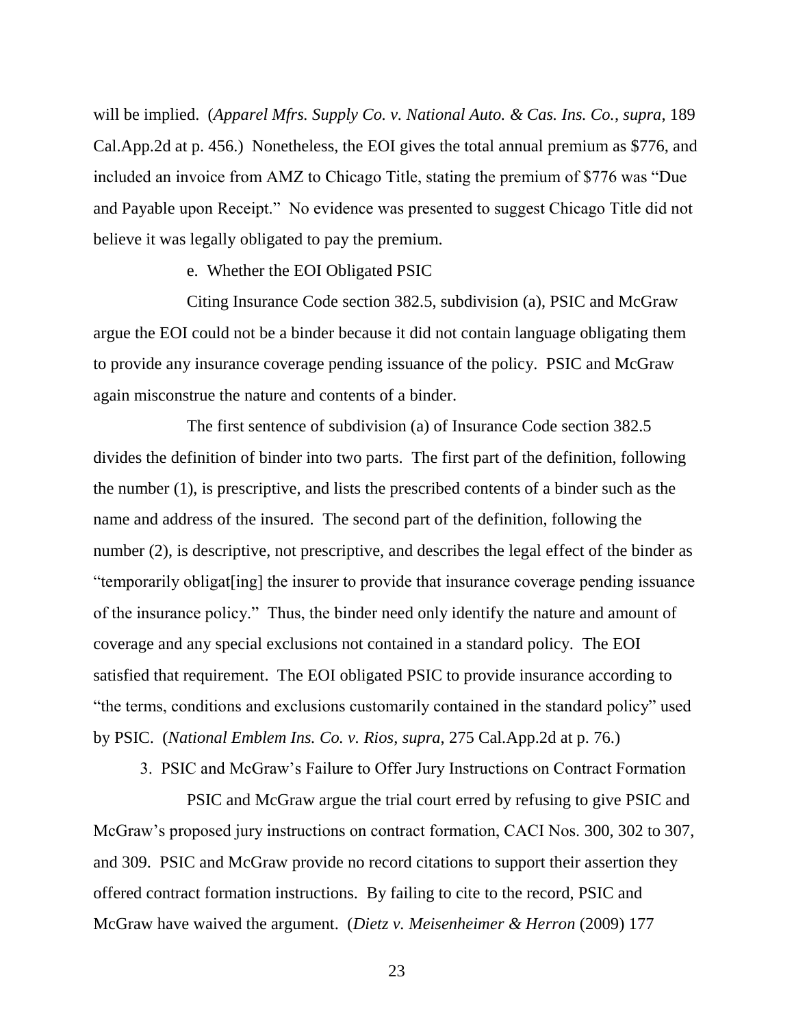will be implied. (*Apparel Mfrs. Supply Co. v. National Auto. & Cas. Ins. Co.*, *supra*, 189 Cal.App.2d at p. 456.) Nonetheless, the EOI gives the total annual premium as $776, and included an invoice from AMZ to Chicago Title, stating the premium of $776 was "Due and Payable upon Receipt." No evidence was presented to suggest Chicago Title did not believe it was legally obligated to pay the premium.

e. Whether the EOI Obligated PSIC

Citing Insurance Code section 382.5, subdivision (a), PSIC and McGraw argue the EOI could not be a binder because it did not contain language obligating them to provide any insurance coverage pending issuance of the policy. PSIC and McGraw again misconstrue the nature and contents of a binder.

The first sentence of subdivision (a) of Insurance Code section 382.5 divides the definition of binder into two parts. The first part of the definition, following the number (1), is prescriptive, and lists the prescribed contents of a binder such as the name and address of the insured. The second part of the definition, following the number (2), is descriptive, not prescriptive, and describes the legal effect of the binder as "temporarily obligat[ing] the insurer to provide that insurance coverage pending issuance of the insurance policy." Thus, the binder need only identify the nature and amount of coverage and any special exclusions not contained in a standard policy. The EOI satisfied that requirement. The EOI obligated PSIC to provide insurance according to "the terms, conditions and exclusions customarily contained in the standard policy" used by PSIC. (*National Emblem Ins. Co. v. Rios*, *supra*, 275 Cal.App.2d at p. 76.)

3. PSIC and McGraw's Failure to Offer Jury Instructions on Contract Formation

PSIC and McGraw argue the trial court erred by refusing to give PSIC and McGraw's proposed jury instructions on contract formation, CACI Nos. 300, 302 to 307, and 309. PSIC and McGraw provide no record citations to support their assertion they offered contract formation instructions. By failing to cite to the record, PSIC and McGraw have waived the argument. (*Dietz v. Meisenheimer & Herron* (2009) 177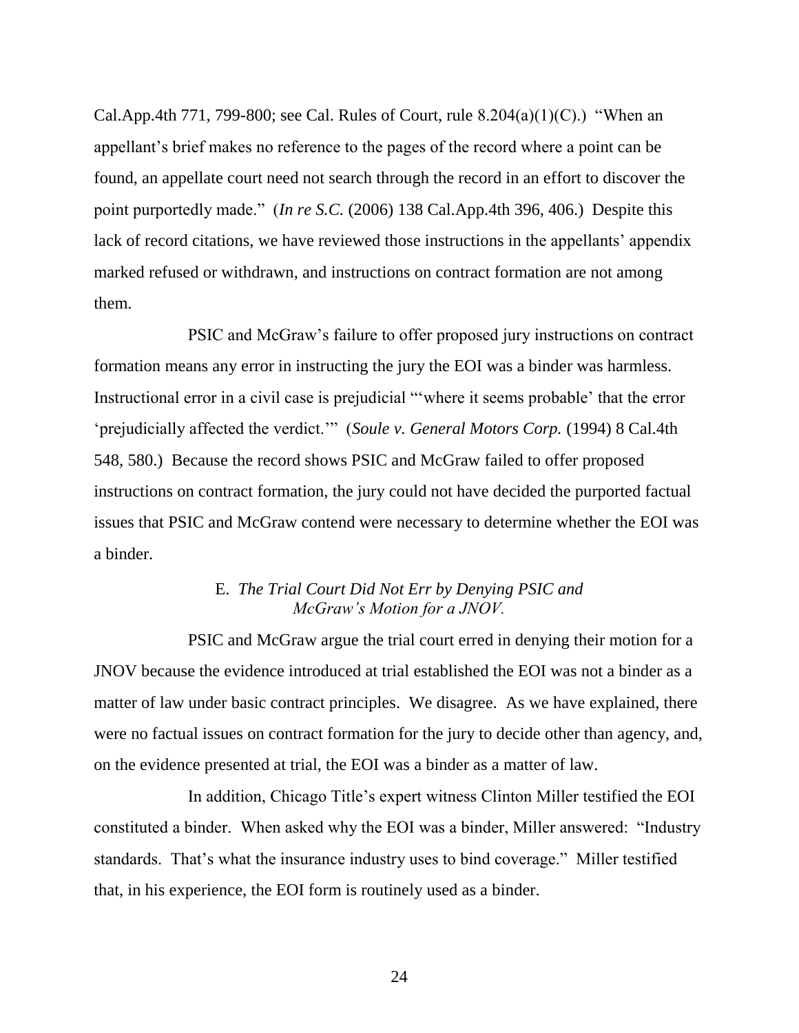Cal.App.4th 771, 799-800; see Cal. Rules of Court, rule 8.204(a)(1)(C).) "When an appellant's brief makes no reference to the pages of the record where a point can be found, an appellate court need not search through the record in an effort to discover the point purportedly made." (*In re S.C.* (2006) 138 Cal.App.4th 396, 406.) Despite this lack of record citations, we have reviewed those instructions in the appellants' appendix marked refused or withdrawn, and instructions on contract formation are not among them.

PSIC and McGraw's failure to offer proposed jury instructions on contract formation means any error in instructing the jury the EOI was a binder was harmless. Instructional error in a civil case is prejudicial "'where it seems probable' that the error 'prejudicially affected the verdict.'" (*Soule v. General Motors Corp.* (1994) 8 Cal.4th 548, 580.) Because the record shows PSIC and McGraw failed to offer proposed instructions on contract formation, the jury could not have decided the purported factual issues that PSIC and McGraw contend were necessary to determine whether the EOI was a binder.

### E. *The Trial Court Did Not Err by Denying PSIC and McGraw's Motion for a JNOV.*

PSIC and McGraw argue the trial court erred in denying their motion for a JNOV because the evidence introduced at trial established the EOI was not a binder as a matter of law under basic contract principles. We disagree. As we have explained, there were no factual issues on contract formation for the jury to decide other than agency, and, on the evidence presented at trial, the EOI was a binder as a matter of law.

In addition, Chicago Title's expert witness Clinton Miller testified the EOI constituted a binder. When asked why the EOI was a binder, Miller answered: "Industry standards. That's what the insurance industry uses to bind coverage." Miller testified that, in his experience, the EOI form is routinely used as a binder.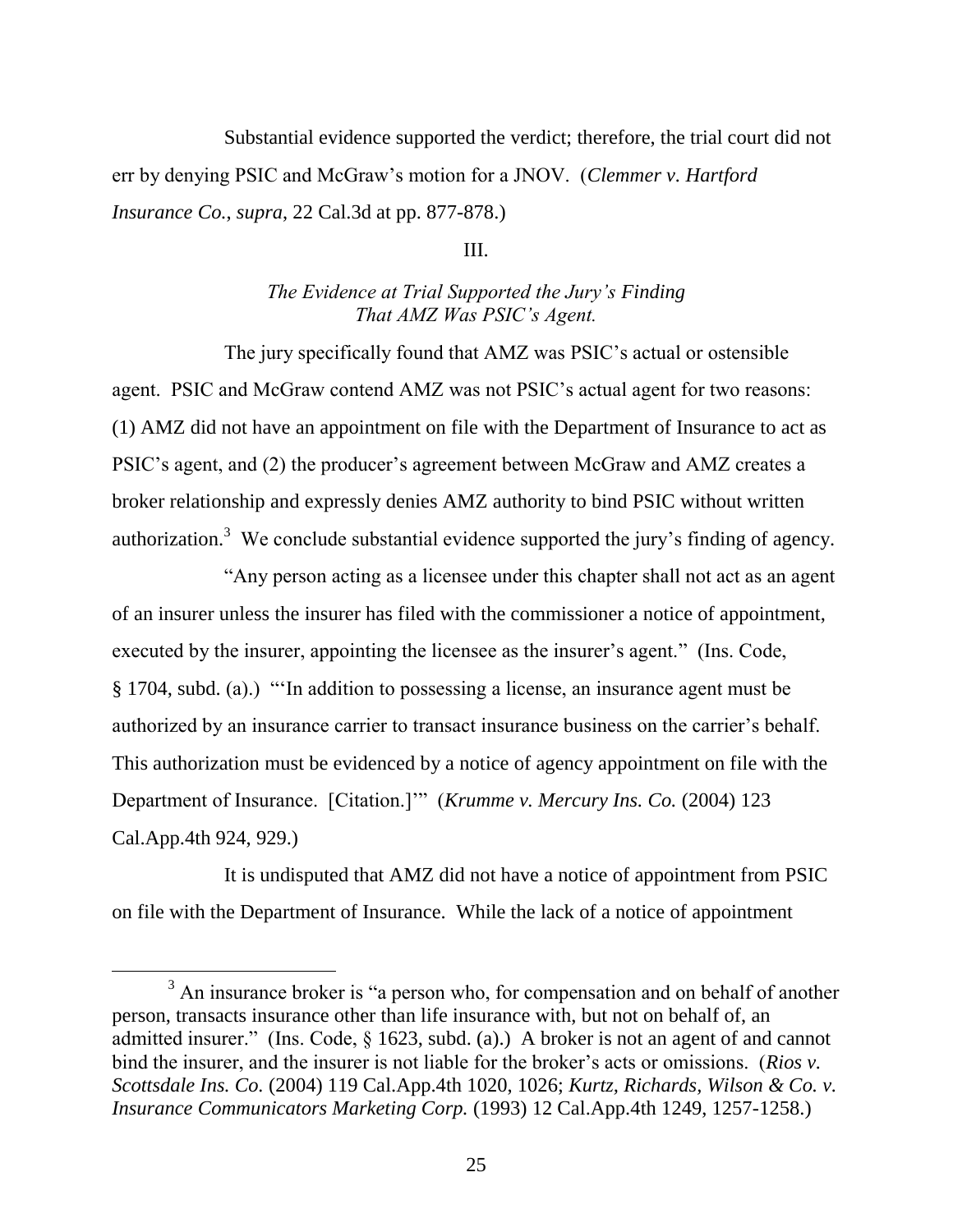Substantial evidence supported the verdict; therefore, the trial court did not err by denying PSIC and McGraw's motion for a JNOV. (*Clemmer v. Hartford Insurance Co.*, *supra*, 22 Cal.3d at pp. 877-878.)

III.

*The Evidence at Trial Supported the Jury's Finding That AMZ Was PSIC's Agent.*

The jury specifically found that AMZ was PSIC's actual or ostensible agent. PSIC and McGraw contend AMZ was not PSIC's actual agent for two reasons: (1) AMZ did not have an appointment on file with the Department of Insurance to act as PSIC's agent, and (2) the producer's agreement between McGraw and AMZ creates a broker relationship and expressly denies AMZ authority to bind PSIC without written authorization.[3] We conclude substantial evidence supported the jury's finding of agency.

"Any person acting as a licensee under this chapter shall not act as an agent of an insurer unless the insurer has filed with the commissioner a notice of appointment, executed by the insurer, appointing the licensee as the insurer's agent." (Ins. Code, § 1704, subd. (a).) "'In addition to possessing a license, an insurance agent must be authorized by an insurance carrier to transact insurance business on the carrier's behalf. This authorization must be evidenced by a notice of agency appointment on file with the Department of Insurance. [Citation.]'" (*Krumme v. Mercury Ins. Co.* (2004) 123 Cal.App.4th 924, 929.)

It is undisputed that AMZ did not have a notice of appointment from PSIC on file with the Department of Insurance. While the lack of a notice of appointment

[3] An insurance broker is "a person who, for compensation and on behalf of another person, transacts insurance other than life insurance with, but not on behalf of, an admitted insurer." (Ins. Code, § 1623, subd. (a).) A broker is not an agent of and cannot bind the insurer, and the insurer is not liable for the broker's acts or omissions. (*Rios v. Scottsdale Ins. Co.* (2004) 119 Cal.App.4th 1020, 1026; *Kurtz, Richards, Wilson & Co. v. Insurance Communicators Marketing Corp.* (1993) 12 Cal.App.4th 1249, 1257-1258.)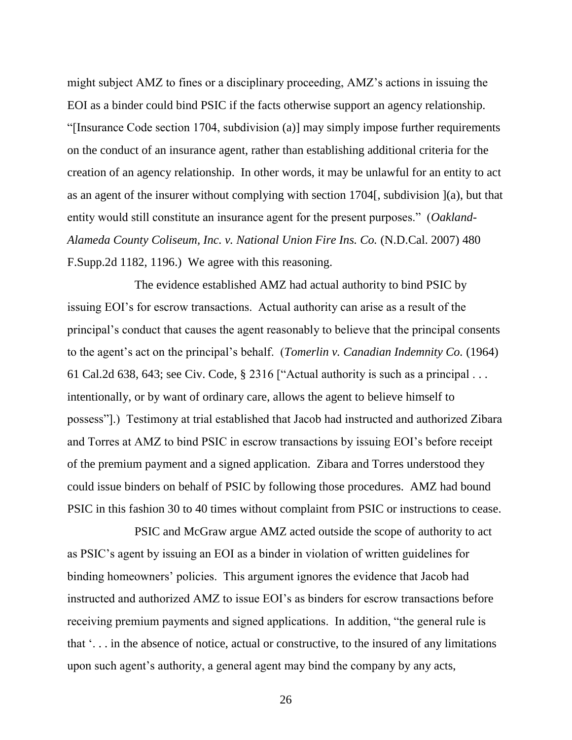might subject AMZ to fines or a disciplinary proceeding, AMZ's actions in issuing the EOI as a binder could bind PSIC if the facts otherwise support an agency relationship. "[Insurance Code section 1704, subdivision (a)] may simply impose further requirements on the conduct of an insurance agent, rather than establishing additional criteria for the creation of an agency relationship. In other words, it may be unlawful for an entity to act as an agent of the insurer without complying with section 1704[, subdivision ](a), but that entity would still constitute an insurance agent for the present purposes." (*Oakland-Alameda County Coliseum, Inc. v. National Union Fire Ins. Co.* (N.D.Cal. 2007) 480 F.Supp.2d 1182, 1196.) We agree with this reasoning.

The evidence established AMZ had actual authority to bind PSIC by issuing EOI's for escrow transactions. Actual authority can arise as a result of the principal's conduct that causes the agent reasonably to believe that the principal consents to the agent's act on the principal's behalf. (*Tomerlin v. Canadian Indemnity Co.* (1964) 61 Cal.2d 638, 643; see Civ. Code, § 2316 ["Actual authority is such as a principal . . . intentionally, or by want of ordinary care, allows the agent to believe himself to possess"].) Testimony at trial established that Jacob had instructed and authorized Zibara and Torres at AMZ to bind PSIC in escrow transactions by issuing EOI's before receipt of the premium payment and a signed application. Zibara and Torres understood they could issue binders on behalf of PSIC by following those procedures. AMZ had bound PSIC in this fashion 30 to 40 times without complaint from PSIC or instructions to cease.

PSIC and McGraw argue AMZ acted outside the scope of authority to act as PSIC's agent by issuing an EOI as a binder in violation of written guidelines for binding homeowners' policies. This argument ignores the evidence that Jacob had instructed and authorized AMZ to issue EOI's as binders for escrow transactions before receiving premium payments and signed applications. In addition, "the general rule is that '. . . in the absence of notice, actual or constructive, to the insured of any limitations upon such agent's authority, a general agent may bind the company by any acts,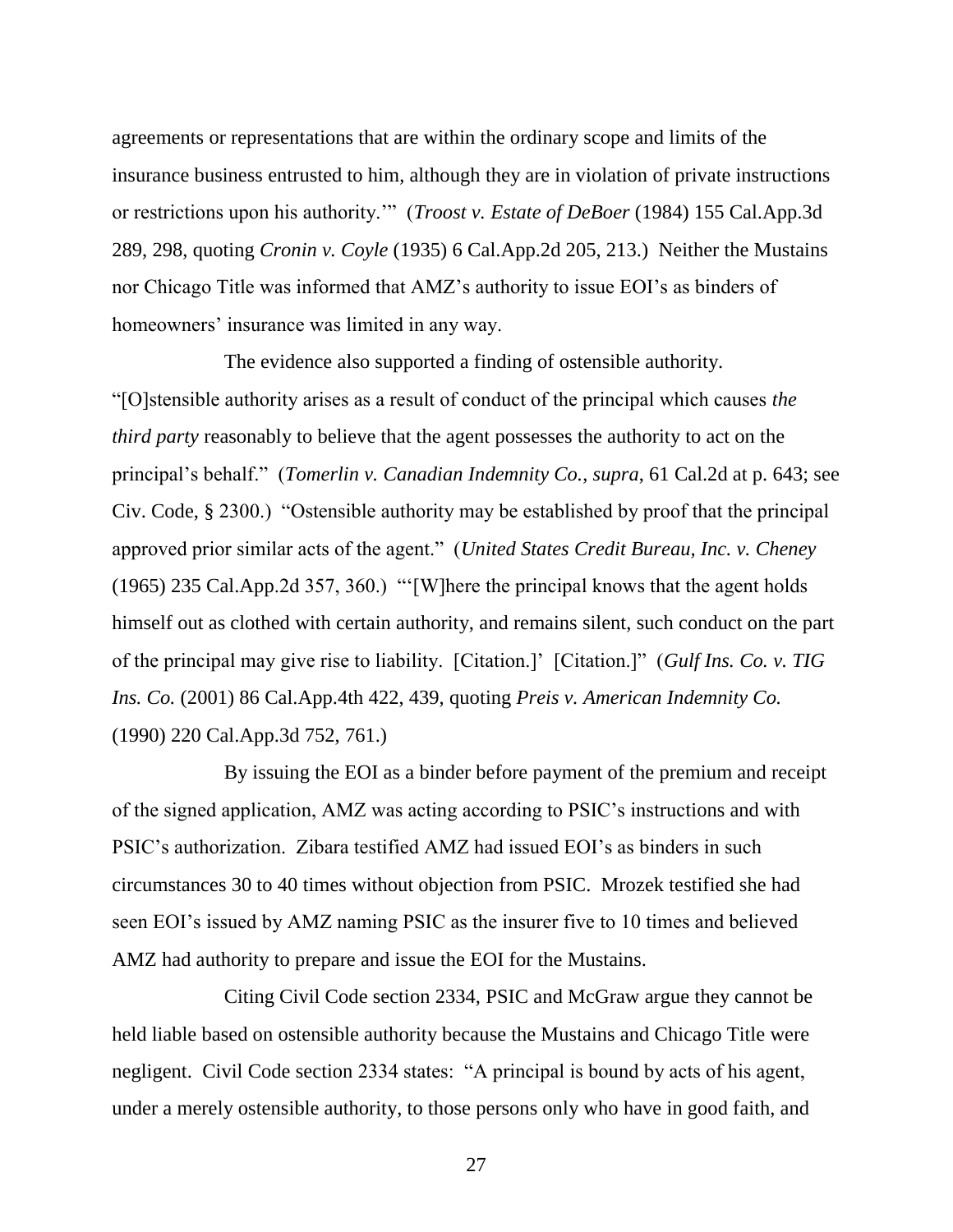agreements or representations that are within the ordinary scope and limits of the insurance business entrusted to him, although they are in violation of private instructions or restrictions upon his authority.'" (*Troost v. Estate of DeBoer* (1984) 155 Cal.App.3d 289, 298, quoting *Cronin v. Coyle* (1935) 6 Cal.App.2d 205, 213.) Neither the Mustains nor Chicago Title was informed that AMZ's authority to issue EOI's as binders of homeowners' insurance was limited in any way.

The evidence also supported a finding of ostensible authority. "[O]stensible authority arises as a result of conduct of the principal which causes *the third party* reasonably to believe that the agent possesses the authority to act on the principal's behalf." (*Tomerlin v. Canadian Indemnity Co.*, *supra*, 61 Cal.2d at p. 643; see Civ. Code, § 2300.) "Ostensible authority may be established by proof that the principal approved prior similar acts of the agent." (*United States Credit Bureau, Inc. v. Cheney* (1965) 235 Cal.App.2d 357, 360.) "'[W]here the principal knows that the agent holds himself out as clothed with certain authority, and remains silent, such conduct on the part of the principal may give rise to liability. [Citation.]' [Citation.]" (*Gulf Ins. Co. v. TIG Ins. Co.* (2001) 86 Cal.App.4th 422, 439, quoting *Preis v. American Indemnity Co.* (1990) 220 Cal.App.3d 752, 761.)

By issuing the EOI as a binder before payment of the premium and receipt of the signed application, AMZ was acting according to PSIC's instructions and with PSIC's authorization. Zibara testified AMZ had issued EOI's as binders in such circumstances 30 to 40 times without objection from PSIC. Mrozek testified she had seen EOI's issued by AMZ naming PSIC as the insurer five to 10 times and believed AMZ had authority to prepare and issue the EOI for the Mustains.

Citing Civil Code section 2334, PSIC and McGraw argue they cannot be held liable based on ostensible authority because the Mustains and Chicago Title were negligent. Civil Code section 2334 states: "A principal is bound by acts of his agent, under a merely ostensible authority, to those persons only who have in good faith, and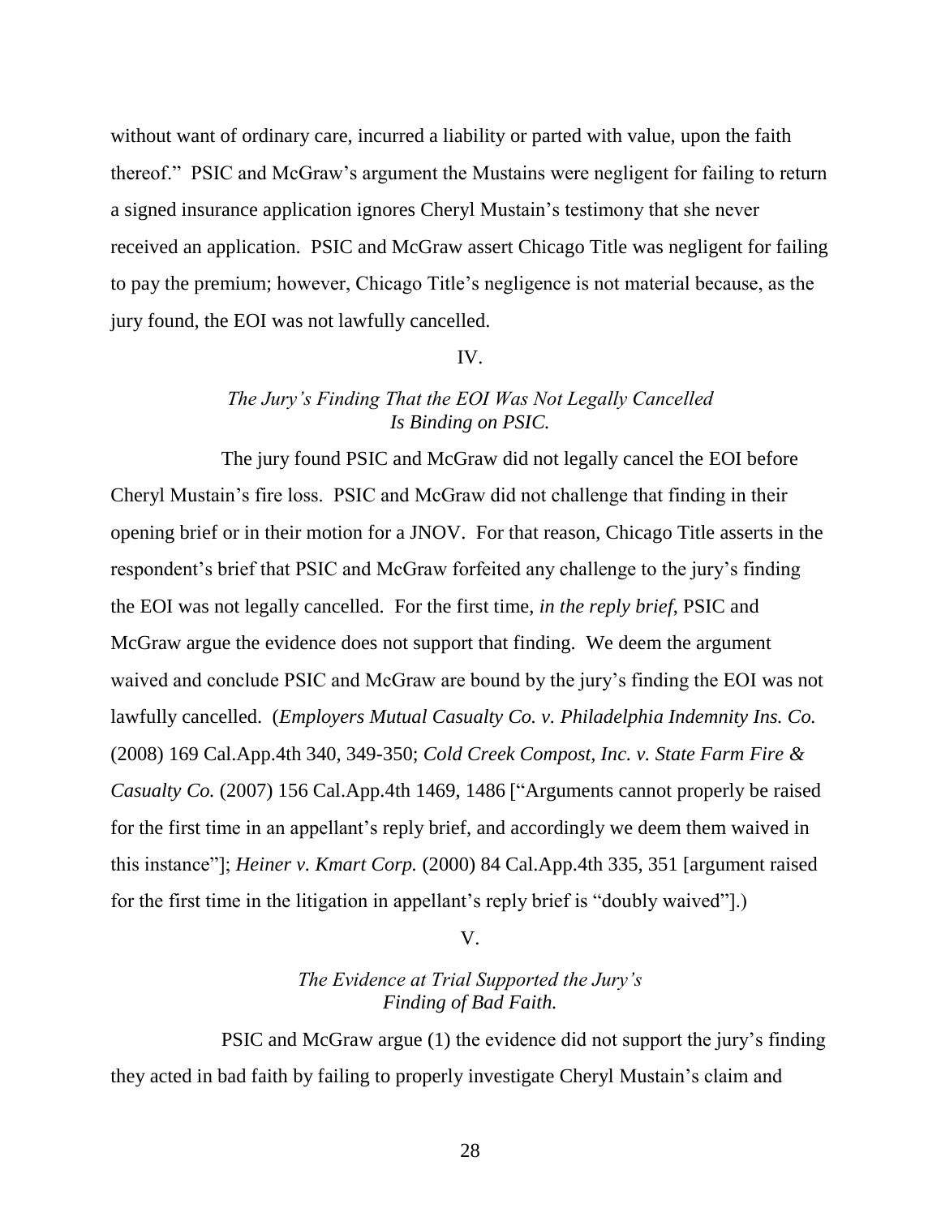without want of ordinary care, incurred a liability or parted with value, upon the faith thereof." PSIC and McGraw's argument the Mustains were negligent for failing to return a signed insurance application ignores Cheryl Mustain's testimony that she never received an application. PSIC and McGraw assert Chicago Title was negligent for failing to pay the premium; however, Chicago Title's negligence is not material because, as the jury found, the EOI was not lawfully cancelled.

## IV.

### *The Jury's Finding That the EOI Was Not Legally Cancelled Is Binding on PSIC.*

The jury found PSIC and McGraw did not legally cancel the EOI before Cheryl Mustain's fire loss. PSIC and McGraw did not challenge that finding in their opening brief or in their motion for a JNOV. For that reason, Chicago Title asserts in the respondent's brief that PSIC and McGraw forfeited any challenge to the jury's finding the EOI was not legally cancelled. For the first time, *in the reply brief*, PSIC and McGraw argue the evidence does not support that finding. We deem the argument waived and conclude PSIC and McGraw are bound by the jury's finding the EOI was not lawfully cancelled. (*Employers Mutual Casualty Co. v. Philadelphia Indemnity Ins. Co.* (2008) 169 Cal.App.4th 340, 349-350; *Cold Creek Compost, Inc. v. State Farm Fire & Casualty Co.* (2007) 156 Cal.App.4th 1469, 1486 ["Arguments cannot properly be raised for the first time in an appellant's reply brief, and accordingly we deem them waived in this instance"]; *Heiner v. Kmart Corp.* (2000) 84 Cal.App.4th 335, 351 [argument raised for the first time in the litigation in appellant's reply brief is "doubly waived"].)

## V.

### *The Evidence at Trial Supported the Jury's Finding of Bad Faith.*

PSIC and McGraw argue (1) the evidence did not support the jury's finding they acted in bad faith by failing to properly investigate Cheryl Mustain's claim and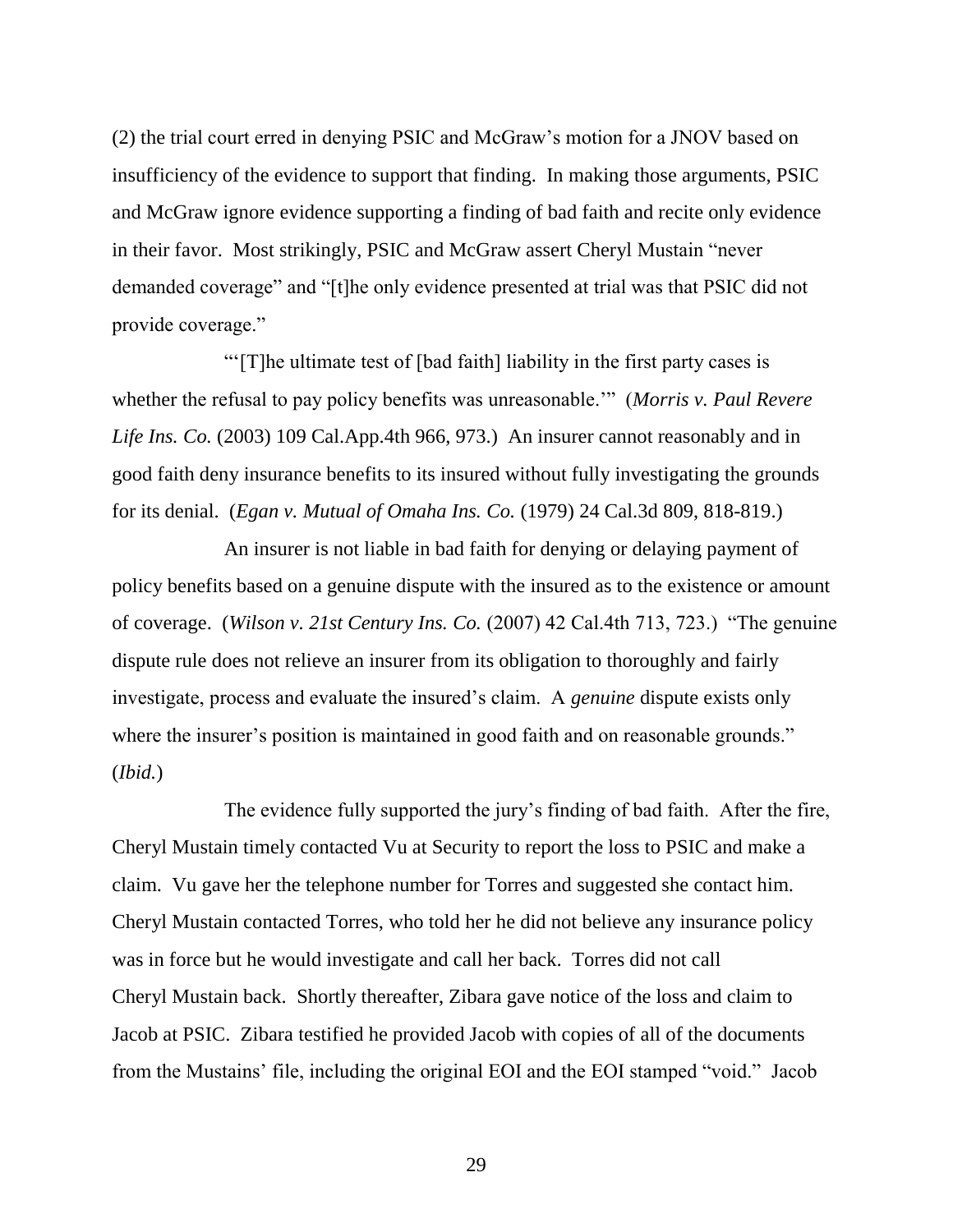(2) the trial court erred in denying PSIC and McGraw's motion for a JNOV based on insufficiency of the evidence to support that finding. In making those arguments, PSIC and McGraw ignore evidence supporting a finding of bad faith and recite only evidence in their favor. Most strikingly, PSIC and McGraw assert Cheryl Mustain "never demanded coverage" and "[t]he only evidence presented at trial was that PSIC did not provide coverage."

"'[T]he ultimate test of [bad faith] liability in the first party cases is whether the refusal to pay policy benefits was unreasonable.'" (*Morris v. Paul Revere Life Ins. Co.* (2003) 109 Cal.App.4th 966, 973.) An insurer cannot reasonably and in good faith deny insurance benefits to its insured without fully investigating the grounds for its denial. (*Egan v. Mutual of Omaha Ins. Co.* (1979) 24 Cal.3d 809, 818-819.)

An insurer is not liable in bad faith for denying or delaying payment of policy benefits based on a genuine dispute with the insured as to the existence or amount of coverage. (*Wilson v. 21st Century Ins. Co.* (2007) 42 Cal.4th 713, 723.) "The genuine dispute rule does not relieve an insurer from its obligation to thoroughly and fairly investigate, process and evaluate the insured's claim. A *genuine* dispute exists only where the insurer's position is maintained in good faith and on reasonable grounds." (*Ibid.*)

The evidence fully supported the jury's finding of bad faith. After the fire, Cheryl Mustain timely contacted Vu at Security to report the loss to PSIC and make a claim. Vu gave her the telephone number for Torres and suggested she contact him. Cheryl Mustain contacted Torres, who told her he did not believe any insurance policy was in force but he would investigate and call her back. Torres did not call Cheryl Mustain back. Shortly thereafter, Zibara gave notice of the loss and claim to Jacob at PSIC. Zibara testified he provided Jacob with copies of all of the documents from the Mustains' file, including the original EOI and the EOI stamped "void." Jacob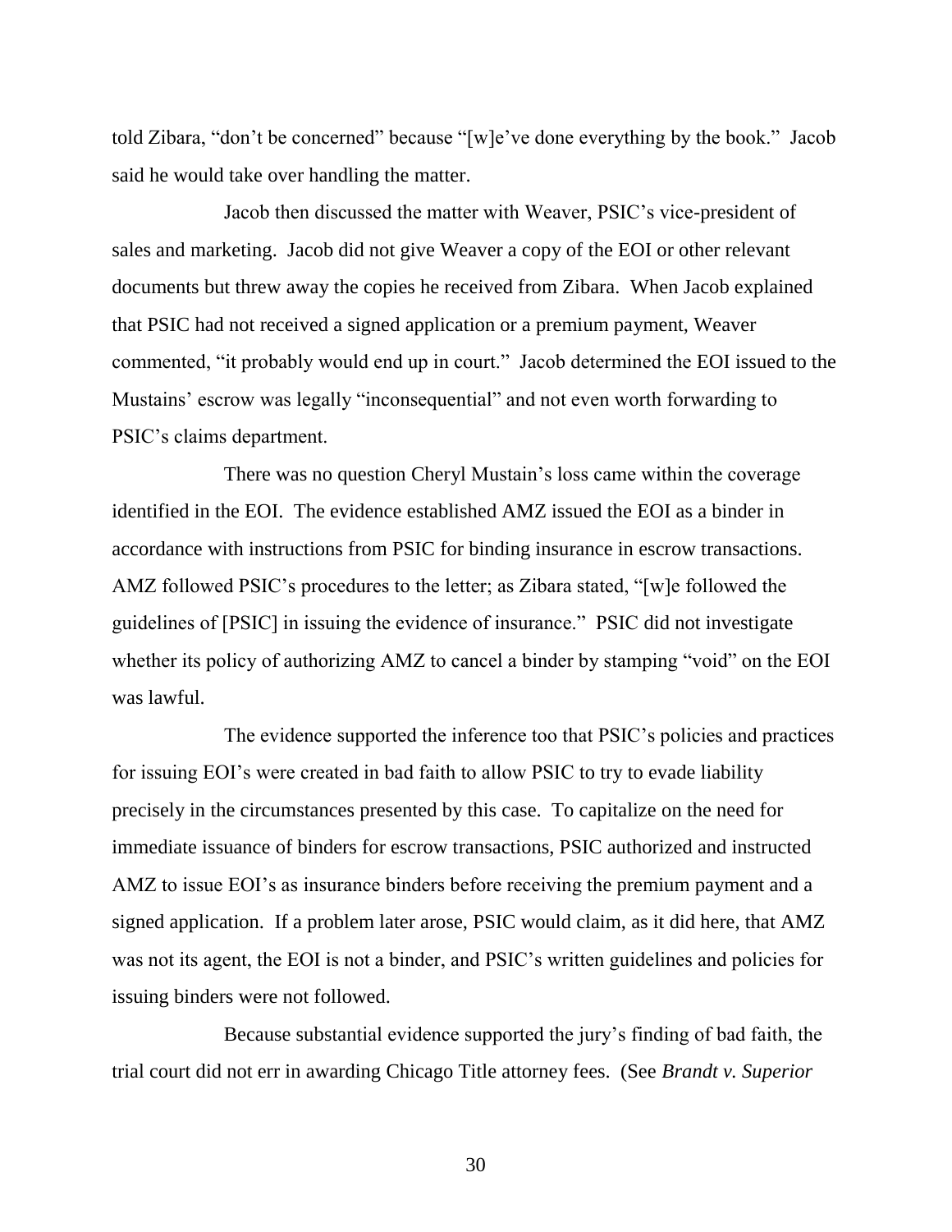told Zibara, "don't be concerned" because "[w]e've done everything by the book." Jacob said he would take over handling the matter.

Jacob then discussed the matter with Weaver, PSIC's vice-president of sales and marketing. Jacob did not give Weaver a copy of the EOI or other relevant documents but threw away the copies he received from Zibara. When Jacob explained that PSIC had not received a signed application or a premium payment, Weaver commented, "it probably would end up in court." Jacob determined the EOI issued to the Mustains' escrow was legally "inconsequential" and not even worth forwarding to PSIC's claims department.

There was no question Cheryl Mustain's loss came within the coverage identified in the EOI. The evidence established AMZ issued the EOI as a binder in accordance with instructions from PSIC for binding insurance in escrow transactions. AMZ followed PSIC's procedures to the letter; as Zibara stated, "[w]e followed the guidelines of [PSIC] in issuing the evidence of insurance." PSIC did not investigate whether its policy of authorizing AMZ to cancel a binder by stamping "void" on the EOI was lawful.

The evidence supported the inference too that PSIC's policies and practices for issuing EOI's were created in bad faith to allow PSIC to try to evade liability precisely in the circumstances presented by this case. To capitalize on the need for immediate issuance of binders for escrow transactions, PSIC authorized and instructed AMZ to issue EOI's as insurance binders before receiving the premium payment and a signed application. If a problem later arose, PSIC would claim, as it did here, that AMZ was not its agent, the EOI is not a binder, and PSIC's written guidelines and policies for issuing binders were not followed.

Because substantial evidence supported the jury's finding of bad faith, the trial court did not err in awarding Chicago Title attorney fees. (See *Brandt v. Superior*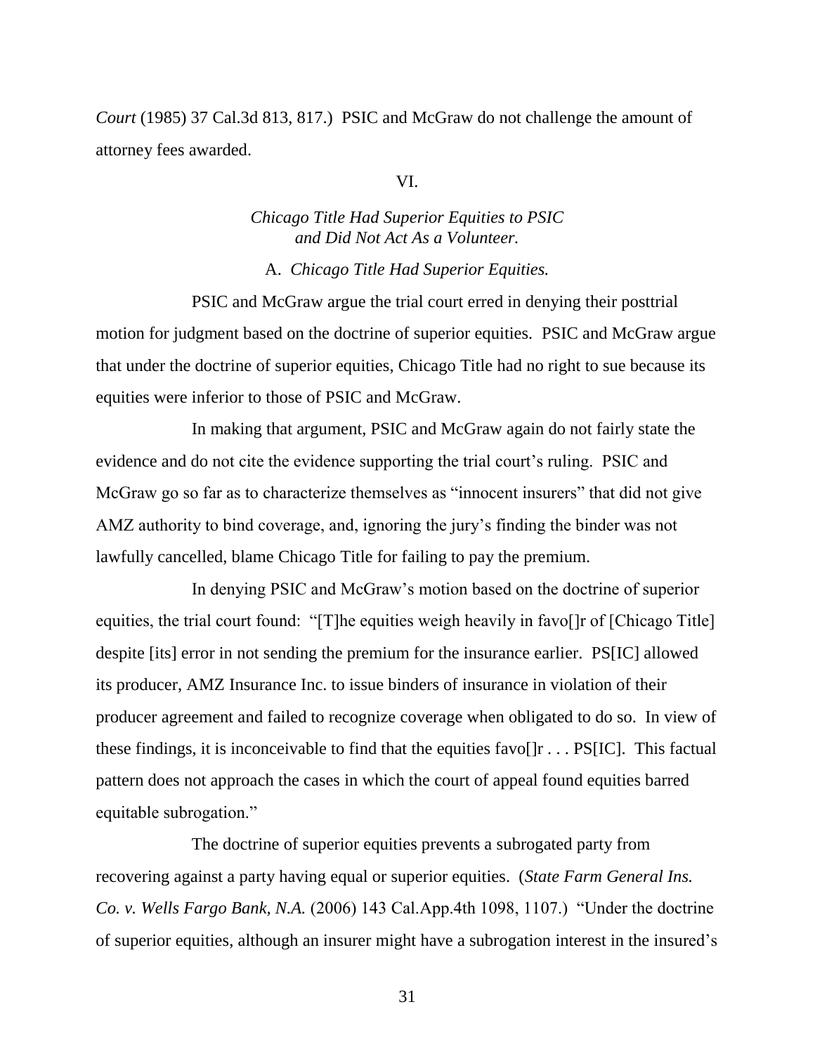*Court* (1985) 37 Cal.3d 813, 817.) PSIC and McGraw do not challenge the amount of attorney fees awarded.

VI.

*Chicago Title Had Superior Equities to PSIC and Did Not Act As a Volunteer.*

A. *Chicago Title Had Superior Equities.*

PSIC and McGraw argue the trial court erred in denying their posttrial motion for judgment based on the doctrine of superior equities. PSIC and McGraw argue that under the doctrine of superior equities, Chicago Title had no right to sue because its equities were inferior to those of PSIC and McGraw.

In making that argument, PSIC and McGraw again do not fairly state the evidence and do not cite the evidence supporting the trial court's ruling. PSIC and McGraw go so far as to characterize themselves as "innocent insurers" that did not give AMZ authority to bind coverage, and, ignoring the jury's finding the binder was not lawfully cancelled, blame Chicago Title for failing to pay the premium.

In denying PSIC and McGraw's motion based on the doctrine of superior equities, the trial court found: "[T]he equities weigh heavily in favo[]r of [Chicago Title] despite [its] error in not sending the premium for the insurance earlier. PS[IC] allowed its producer, AMZ Insurance Inc. to issue binders of insurance in violation of their producer agreement and failed to recognize coverage when obligated to do so. In view of these findings, it is inconceivable to find that the equities favo[]r . . . PS[IC]. This factual pattern does not approach the cases in which the court of appeal found equities barred equitable subrogation."

The doctrine of superior equities prevents a subrogated party from recovering against a party having equal or superior equities. (*State Farm General Ins. Co. v. Wells Fargo Bank, N.A.* (2006) 143 Cal.App.4th 1098, 1107.) "Under the doctrine of superior equities, although an insurer might have a subrogation interest in the insured's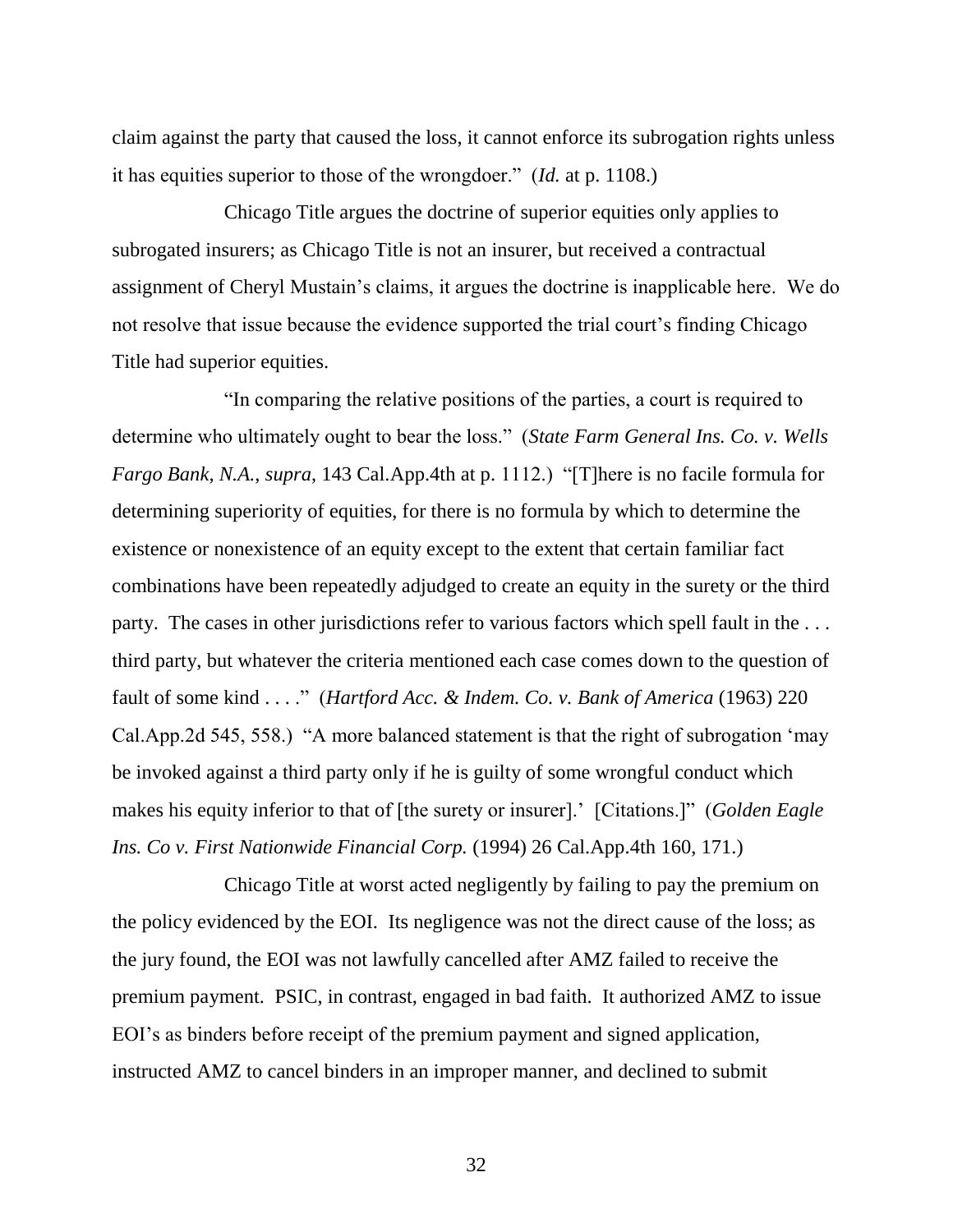claim against the party that caused the loss, it cannot enforce its subrogation rights unless it has equities superior to those of the wrongdoer." (*Id.* at p. 1108.)

Chicago Title argues the doctrine of superior equities only applies to subrogated insurers; as Chicago Title is not an insurer, but received a contractual assignment of Cheryl Mustain's claims, it argues the doctrine is inapplicable here. We do not resolve that issue because the evidence supported the trial court's finding Chicago Title had superior equities.

"In comparing the relative positions of the parties, a court is required to determine who ultimately ought to bear the loss." (*State Farm General Ins. Co. v. Wells Fargo Bank, N.A.*, *supra*, 143 Cal.App.4th at p. 1112.) "[T]here is no facile formula for determining superiority of equities, for there is no formula by which to determine the existence or nonexistence of an equity except to the extent that certain familiar fact combinations have been repeatedly adjudged to create an equity in the surety or the third party. The cases in other jurisdictions refer to various factors which spell fault in the . . . third party, but whatever the criteria mentioned each case comes down to the question of fault of some kind . . . ." (*Hartford Acc. & Indem. Co. v. Bank of America* (1963) 220 Cal.App.2d 545, 558.) "A more balanced statement is that the right of subrogation 'may be invoked against a third party only if he is guilty of some wrongful conduct which makes his equity inferior to that of [the surety or insurer].' [Citations.]" (*Golden Eagle Ins. Co v. First Nationwide Financial Corp.* (1994) 26 Cal.App.4th 160, 171.)

Chicago Title at worst acted negligently by failing to pay the premium on the policy evidenced by the EOI. Its negligence was not the direct cause of the loss; as the jury found, the EOI was not lawfully cancelled after AMZ failed to receive the premium payment. PSIC, in contrast, engaged in bad faith. It authorized AMZ to issue EOI's as binders before receipt of the premium payment and signed application, instructed AMZ to cancel binders in an improper manner, and declined to submit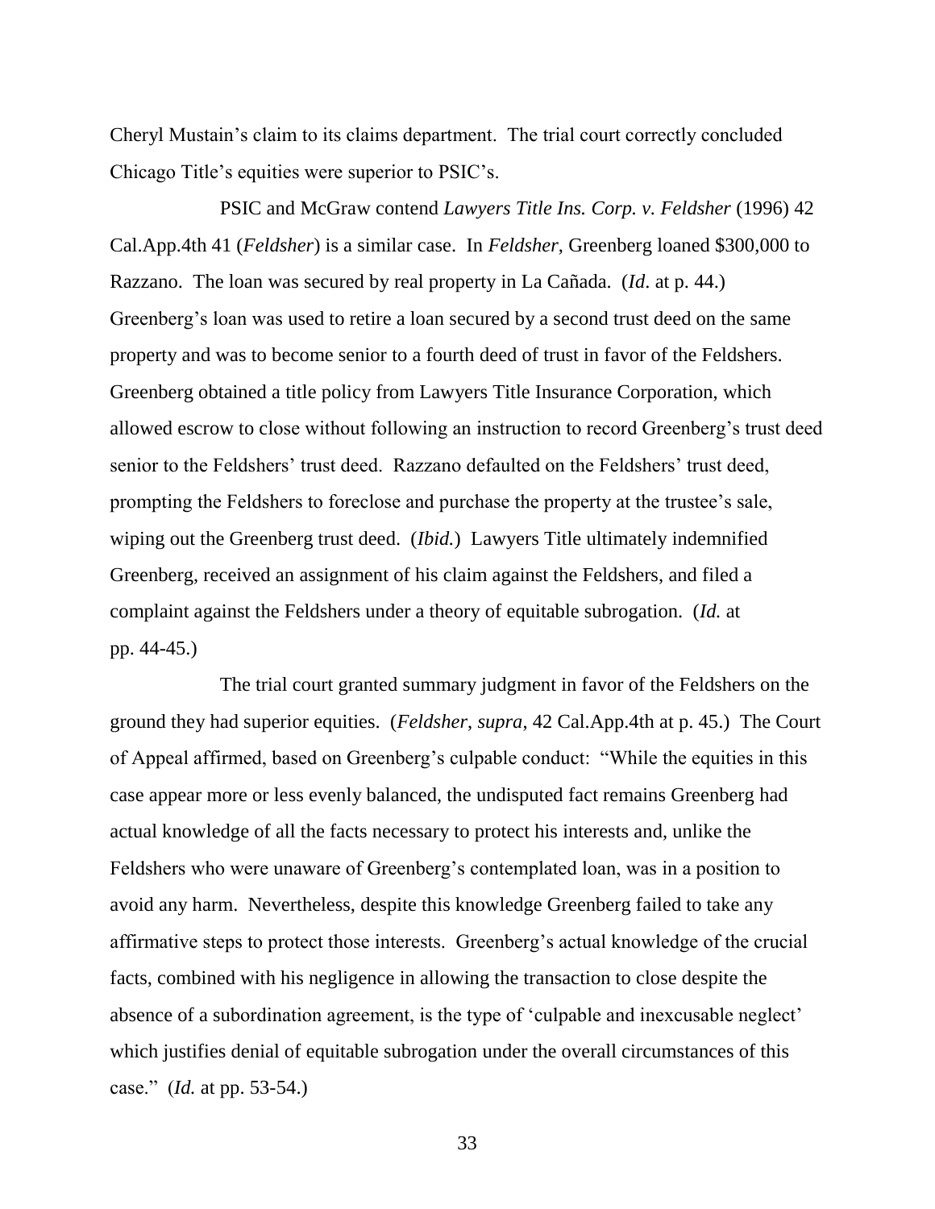Cheryl Mustain's claim to its claims department. The trial court correctly concluded Chicago Title's equities were superior to PSIC's.

PSIC and McGraw contend *Lawyers Title Ins. Corp. v. Feldsher* (1996) 42 Cal.App.4th 41 (*Feldsher*) is a similar case. In *Feldsher,* Greenberg loaned $300,000 to Razzano. The loan was secured by real property in La Cañada. (*Id*. at p. 44.) Greenberg's loan was used to retire a loan secured by a second trust deed on the same property and was to become senior to a fourth deed of trust in favor of the Feldshers. Greenberg obtained a title policy from Lawyers Title Insurance Corporation, which allowed escrow to close without following an instruction to record Greenberg's trust deed senior to the Feldshers' trust deed. Razzano defaulted on the Feldshers' trust deed, prompting the Feldshers to foreclose and purchase the property at the trustee's sale, wiping out the Greenberg trust deed. (*Ibid.*) Lawyers Title ultimately indemnified Greenberg, received an assignment of his claim against the Feldshers, and filed a complaint against the Feldshers under a theory of equitable subrogation. (*Id.* at pp. 44-45.)

The trial court granted summary judgment in favor of the Feldshers on the ground they had superior equities. (*Feldsher*, *supra*, 42 Cal.App.4th at p. 45.) The Court of Appeal affirmed, based on Greenberg's culpable conduct: "While the equities in this case appear more or less evenly balanced, the undisputed fact remains Greenberg had actual knowledge of all the facts necessary to protect his interests and, unlike the Feldshers who were unaware of Greenberg's contemplated loan, was in a position to avoid any harm. Nevertheless, despite this knowledge Greenberg failed to take any affirmative steps to protect those interests. Greenberg's actual knowledge of the crucial facts, combined with his negligence in allowing the transaction to close despite the absence of a subordination agreement, is the type of 'culpable and inexcusable neglect' which justifies denial of equitable subrogation under the overall circumstances of this case." (*Id.* at pp. 53-54.)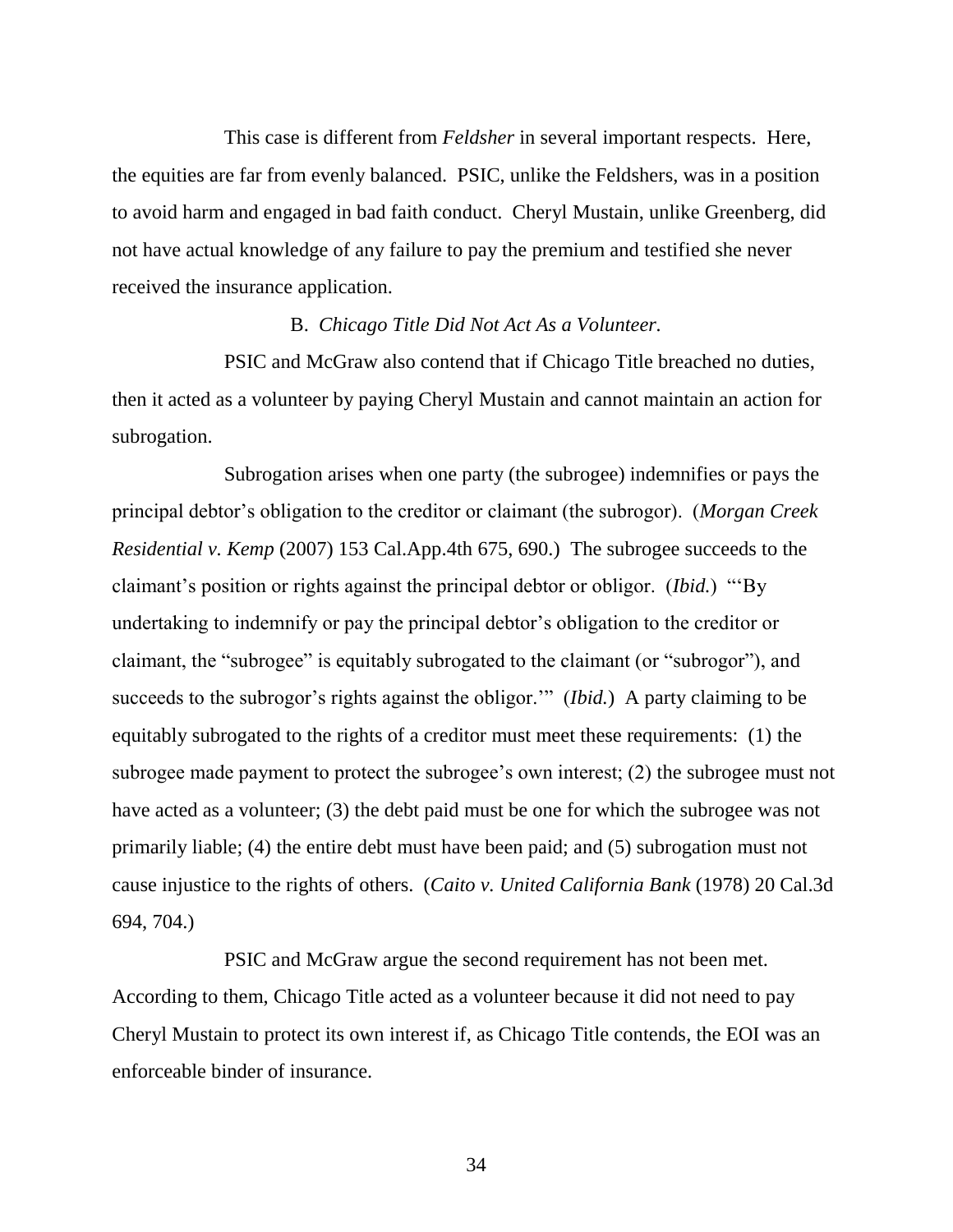This case is different from *Feldsher* in several important respects. Here, the equities are far from evenly balanced. PSIC, unlike the Feldshers, was in a position to avoid harm and engaged in bad faith conduct. Cheryl Mustain, unlike Greenberg, did not have actual knowledge of any failure to pay the premium and testified she never received the insurance application.

B. *Chicago Title Did Not Act As a Volunteer.*

PSIC and McGraw also contend that if Chicago Title breached no duties, then it acted as a volunteer by paying Cheryl Mustain and cannot maintain an action for subrogation.

Subrogation arises when one party (the subrogee) indemnifies or pays the principal debtor's obligation to the creditor or claimant (the subrogor). (*Morgan Creek Residential v. Kemp* (2007) 153 Cal.App.4th 675, 690.) The subrogee succeeds to the claimant's position or rights against the principal debtor or obligor. (*Ibid.*) "'By undertaking to indemnify or pay the principal debtor's obligation to the creditor or claimant, the "subrogee" is equitably subrogated to the claimant (or "subrogor"), and succeeds to the subrogor's rights against the obligor.'" (*Ibid.*) A party claiming to be equitably subrogated to the rights of a creditor must meet these requirements: (1) the subrogee made payment to protect the subrogee's own interest; (2) the subrogee must not have acted as a volunteer; (3) the debt paid must be one for which the subrogee was not primarily liable; (4) the entire debt must have been paid; and (5) subrogation must not cause injustice to the rights of others. (*Caito v. United California Bank* (1978) 20 Cal.3d 694, 704.)

PSIC and McGraw argue the second requirement has not been met. According to them, Chicago Title acted as a volunteer because it did not need to pay Cheryl Mustain to protect its own interest if, as Chicago Title contends, the EOI was an enforceable binder of insurance.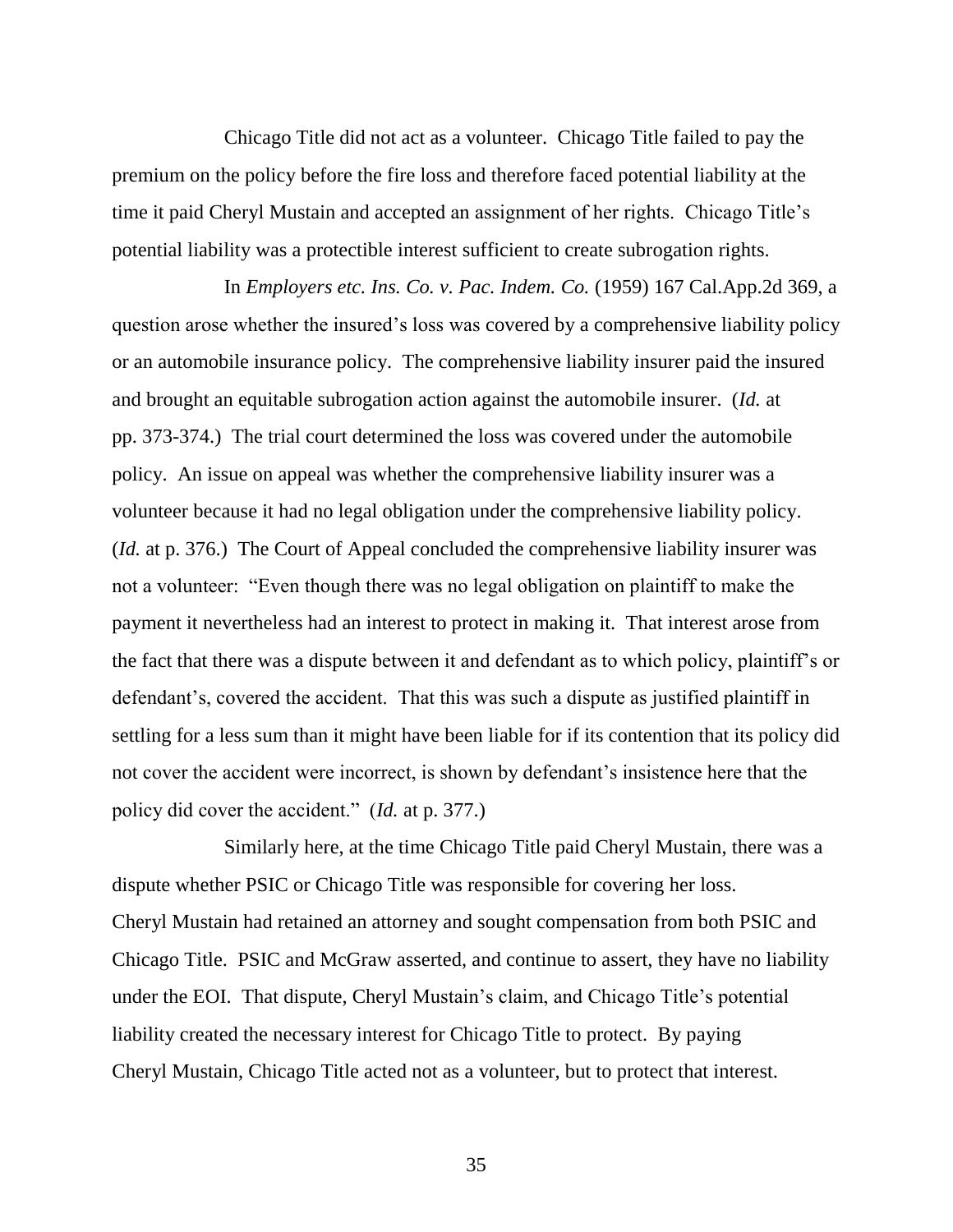Chicago Title did not act as a volunteer. Chicago Title failed to pay the premium on the policy before the fire loss and therefore faced potential liability at the time it paid Cheryl Mustain and accepted an assignment of her rights. Chicago Title's potential liability was a protectible interest sufficient to create subrogation rights.

In *Employers etc. Ins. Co. v. Pac. Indem. Co.* (1959) 167 Cal.App.2d 369, a question arose whether the insured's loss was covered by a comprehensive liability policy or an automobile insurance policy. The comprehensive liability insurer paid the insured and brought an equitable subrogation action against the automobile insurer. (*Id.* at pp. 373-374.) The trial court determined the loss was covered under the automobile policy. An issue on appeal was whether the comprehensive liability insurer was a volunteer because it had no legal obligation under the comprehensive liability policy. (*Id.* at p. 376.) The Court of Appeal concluded the comprehensive liability insurer was not a volunteer: "Even though there was no legal obligation on plaintiff to make the payment it nevertheless had an interest to protect in making it. That interest arose from the fact that there was a dispute between it and defendant as to which policy, plaintiff's or defendant's, covered the accident. That this was such a dispute as justified plaintiff in settling for a less sum than it might have been liable for if its contention that its policy did not cover the accident were incorrect, is shown by defendant's insistence here that the policy did cover the accident." (*Id.* at p. 377.)

Similarly here, at the time Chicago Title paid Cheryl Mustain, there was a dispute whether PSIC or Chicago Title was responsible for covering her loss. Cheryl Mustain had retained an attorney and sought compensation from both PSIC and Chicago Title. PSIC and McGraw asserted, and continue to assert, they have no liability under the EOI. That dispute, Cheryl Mustain's claim, and Chicago Title's potential liability created the necessary interest for Chicago Title to protect. By paying Cheryl Mustain, Chicago Title acted not as a volunteer, but to protect that interest.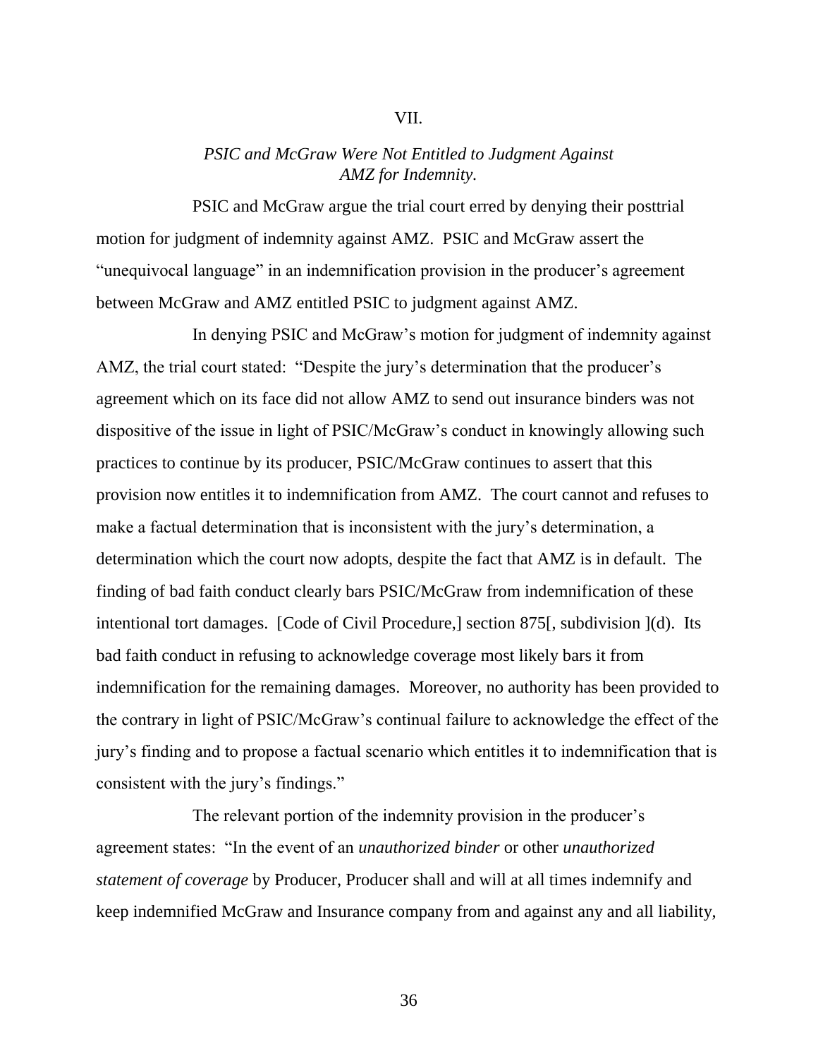VII.

*PSIC and McGraw Were Not Entitled to Judgment Against AMZ for Indemnity.*

PSIC and McGraw argue the trial court erred by denying their posttrial motion for judgment of indemnity against AMZ. PSIC and McGraw assert the "unequivocal language" in an indemnification provision in the producer's agreement between McGraw and AMZ entitled PSIC to judgment against AMZ.

In denying PSIC and McGraw's motion for judgment of indemnity against AMZ, the trial court stated: "Despite the jury's determination that the producer's agreement which on its face did not allow AMZ to send out insurance binders was not dispositive of the issue in light of PSIC/McGraw's conduct in knowingly allowing such practices to continue by its producer, PSIC/McGraw continues to assert that this provision now entitles it to indemnification from AMZ. The court cannot and refuses to make a factual determination that is inconsistent with the jury's determination, a determination which the court now adopts, despite the fact that AMZ is in default. The finding of bad faith conduct clearly bars PSIC/McGraw from indemnification of these intentional tort damages. [Code of Civil Procedure,] section 875[, subdivision ](d). Its bad faith conduct in refusing to acknowledge coverage most likely bars it from indemnification for the remaining damages. Moreover, no authority has been provided to the contrary in light of PSIC/McGraw's continual failure to acknowledge the effect of the jury's finding and to propose a factual scenario which entitles it to indemnification that is consistent with the jury's findings."

The relevant portion of the indemnity provision in the producer's agreement states: "In the event of an *unauthorized binder* or other *unauthorized statement of coverage* by Producer, Producer shall and will at all times indemnify and keep indemnified McGraw and Insurance company from and against any and all liability,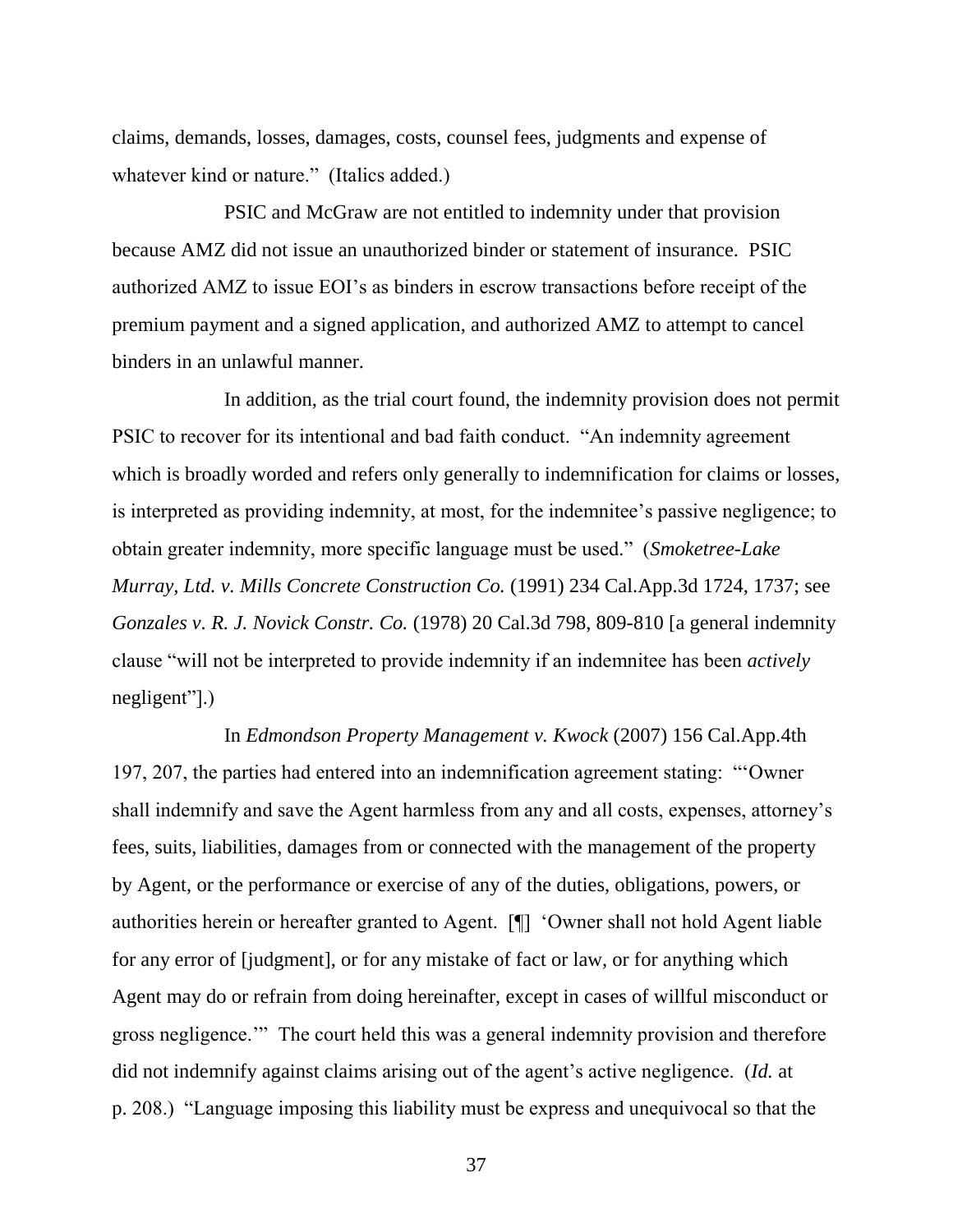claims, demands, losses, damages, costs, counsel fees, judgments and expense of whatever kind or nature." (Italics added.)

PSIC and McGraw are not entitled to indemnity under that provision because AMZ did not issue an unauthorized binder or statement of insurance. PSIC authorized AMZ to issue EOI's as binders in escrow transactions before receipt of the premium payment and a signed application, and authorized AMZ to attempt to cancel binders in an unlawful manner.

In addition, as the trial court found, the indemnity provision does not permit PSIC to recover for its intentional and bad faith conduct. "An indemnity agreement which is broadly worded and refers only generally to indemnification for claims or losses, is interpreted as providing indemnity, at most, for the indemnitee's passive negligence; to obtain greater indemnity, more specific language must be used." (*Smoketree-Lake Murray, Ltd. v. Mills Concrete Construction Co.* (1991) 234 Cal.App.3d 1724, 1737; see *Gonzales v. R. J. Novick Constr. Co.* (1978) 20 Cal.3d 798, 809-810 [a general indemnity clause "will not be interpreted to provide indemnity if an indemnitee has been *actively* negligent"].)

In *Edmondson Property Management v. Kwock* (2007) 156 Cal.App.4th 197, 207, the parties had entered into an indemnification agreement stating: "'Owner shall indemnify and save the Agent harmless from any and all costs, expenses, attorney's fees, suits, liabilities, damages from or connected with the management of the property by Agent, or the performance or exercise of any of the duties, obligations, powers, or authorities herein or hereafter granted to Agent. [¶] 'Owner shall not hold Agent liable for any error of [judgment], or for any mistake of fact or law, or for anything which Agent may do or refrain from doing hereinafter, except in cases of willful misconduct or gross negligence.'" The court held this was a general indemnity provision and therefore did not indemnify against claims arising out of the agent's active negligence. (*Id.* at p. 208.) "Language imposing this liability must be express and unequivocal so that the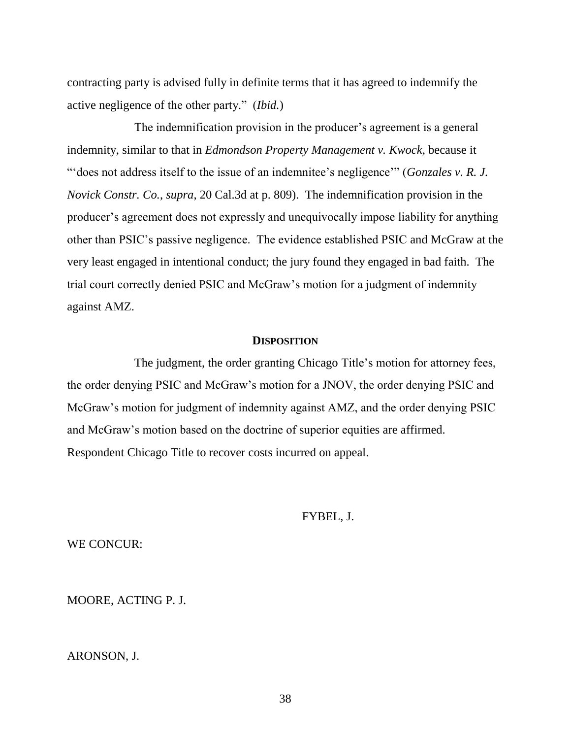contracting party is advised fully in definite terms that it has agreed to indemnify the active negligence of the other party." (*Ibid.*)

The indemnification provision in the producer's agreement is a general indemnity, similar to that in *Edmondson Property Management v. Kwock*, because it "'does not address itself to the issue of an indemnitee's negligence'" (*Gonzales v. R. J. Novick Constr. Co.*, *supra*, 20 Cal.3d at p. 809). The indemnification provision in the producer's agreement does not expressly and unequivocally impose liability for anything other than PSIC's passive negligence. The evidence established PSIC and McGraw at the very least engaged in intentional conduct; the jury found they engaged in bad faith. The trial court correctly denied PSIC and McGraw's motion for a judgment of indemnity against AMZ.

## DISPOSITION

The judgment, the order granting Chicago Title's motion for attorney fees, the order denying PSIC and McGraw's motion for a JNOV, the order denying PSIC and McGraw's motion for judgment of indemnity against AMZ, and the order denying PSIC and McGraw's motion based on the doctrine of superior equities are affirmed. Respondent Chicago Title to recover costs incurred on appeal.

FYBEL, J.

WE CONCUR:

MOORE, ACTING P. J.

ARONSON, J.